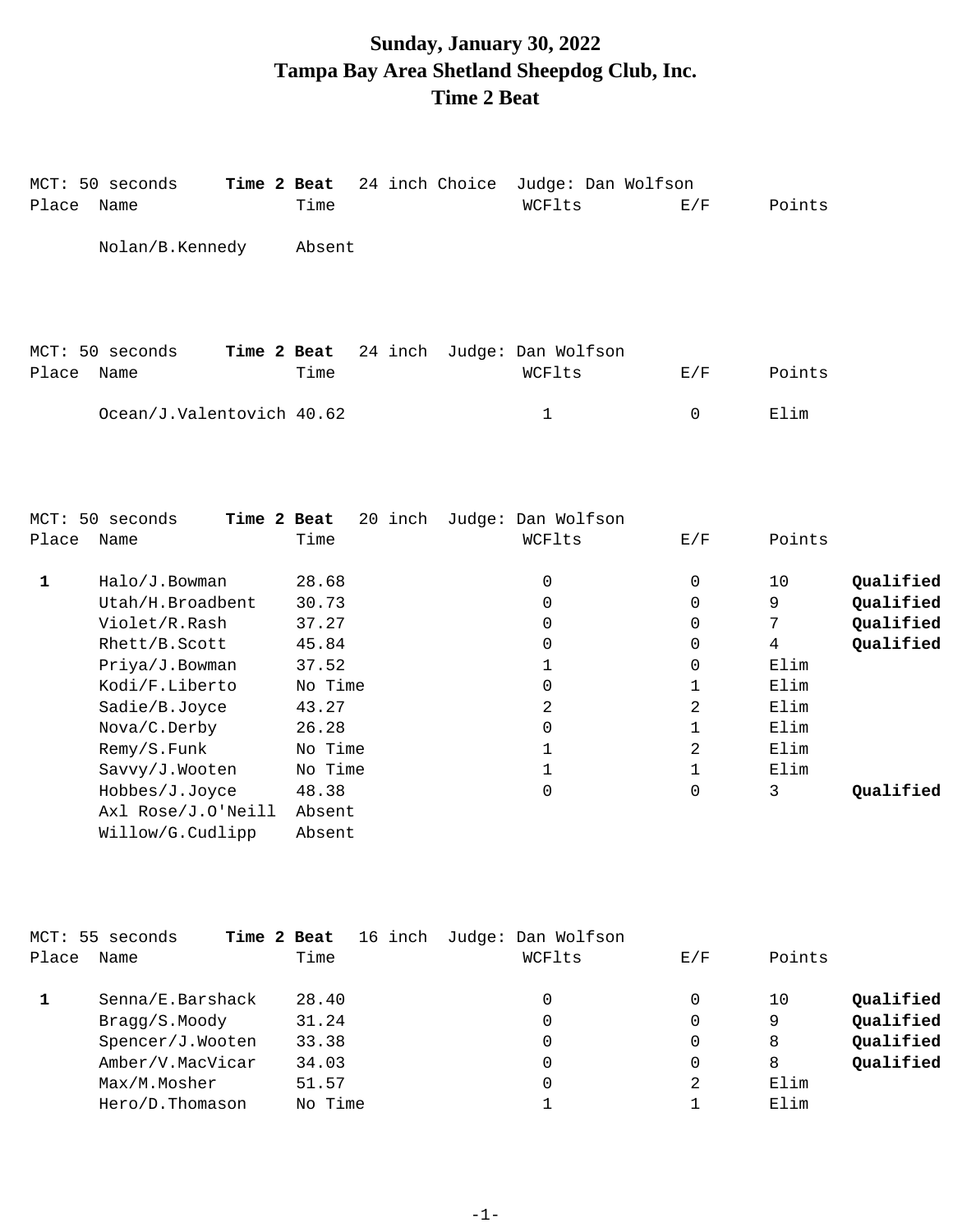# Sunday, January 30, 2022
# Tampa Bay Area Shetland Sheepdog Club, Inc.
# Time 2 Beat

MCT: 50 seconds **Time 2 Beat** 24 inch Choice Judge: Dan Wolfson

| Place | Name | Time | WCFlts | E/F | Points | |
|---|---|---|---|---|---|---|
| | Nolan/B.Kennedy | Absent | | | | |

MCT: 50 seconds **Time 2 Beat** 24 inch Judge: Dan Wolfson

| Place | Name | Time | WCFlts | E/F | Points | |
|---|---|---|---|---|---|---|
| | Ocean/J.Valentovich | 40.62 | 1 | 0 | Elim | |

MCT: 50 seconds **Time 2 Beat** 20 inch Judge: Dan Wolfson

| Place | Name | Time | WCFlts | E/F | Points | |
|---|---|---|---|---|---|---|
| **1** | Halo/J.Bowman | 28.68 | 0 | 0 | 10 | **Qualified** |
| | Utah/H.Broadbent | 30.73 | 0 | 0 | 9 | **Qualified** |
| | Violet/R.Rash | 37.27 | 0 | 0 | 7 | **Qualified** |
| | Rhett/B.Scott | 45.84 | 0 | 0 | 4 | **Qualified** |
| | Priya/J.Bowman | 37.52 | 1 | 0 | Elim | |
| | Kodi/F.Liberto | No Time | 0 | 1 | Elim | |
| | Sadie/B.Joyce | 43.27 | 2 | 2 | Elim | |
| | Nova/C.Derby | 26.28 | 0 | 1 | Elim | |
| | Remy/S.Funk | No Time | 1 | 2 | Elim | |
| | Savvy/J.Wooten | No Time | 1 | 1 | Elim | |
| | Hobbes/J.Joyce | 48.38 | 0 | 0 | 3 | **Qualified** |
| | Axl Rose/J.O'Neill | Absent | | | | |
| | Willow/G.Cudlipp | Absent | | | | |

MCT: 55 seconds **Time 2 Beat** 16 inch Judge: Dan Wolfson

| Place | Name | Time | WCFlts | E/F | Points | |
|---|---|---|---|---|---|---|
| **1** | Senna/E.Barshack | 28.40 | 0 | 0 | 10 | **Qualified** |
| | Bragg/S.Moody | 31.24 | 0 | 0 | 9 | **Qualified** |
| | Spencer/J.Wooten | 33.38 | 0 | 0 | 8 | **Qualified** |
| | Amber/V.MacVicar | 34.03 | 0 | 0 | 8 | **Qualified** |
| | Max/M.Mosher | 51.57 | 0 | 2 | Elim | |
| | Hero/D.Thomason | No Time | 1 | 1 | Elim | |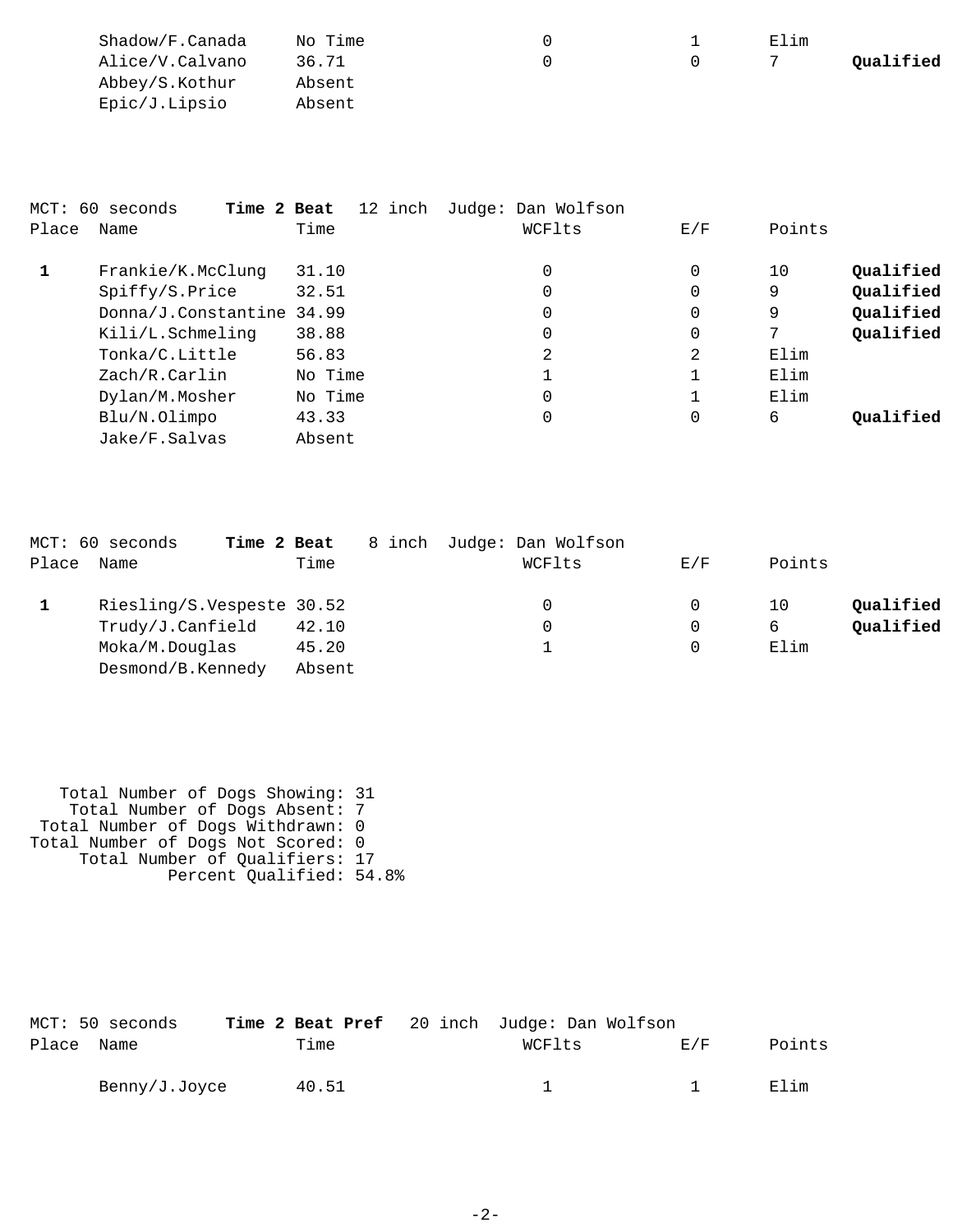| Place | Name | Time | WCFlts | E/F | Points | |
|---|---|---|---|---|---|---|
| | Shadow/F.Canada | No Time | 0 | 1 | Elim | |
| | Alice/V.Calvano | 36.71 | 0 | 0 | 7 | **Qualified** |
| | Abbey/S.Kothur | Absent | | | | |
| | Epic/J.Lipsio | Absent | | | | |

MCT: 60 seconds **Time 2 Beat** 12 inch Judge: Dan Wolfson

| Place | Name | Time | WCFlts | E/F | Points | |
|---|---|---|---|---|---|---|
| **1** | Frankie/K.McClung | 31.10 | 0 | 0 | 10 | **Qualified** |
| | Spiffy/S.Price | 32.51 | 0 | 0 | 9 | **Qualified** |
| | Donna/J.Constantine | 34.99 | 0 | 0 | 9 | **Qualified** |
| | Kili/L.Schmeling | 38.88 | 0 | 0 | 7 | **Qualified** |
| | Tonka/C.Little | 56.83 | 2 | 2 | Elim | |
| | Zach/R.Carlin | No Time | 1 | 1 | Elim | |
| | Dylan/M.Mosher | No Time | 0 | 1 | Elim | |
| | Blu/N.Olimpo | 43.33 | 0 | 0 | 6 | **Qualified** |
| | Jake/F.Salvas | Absent | | | | |

MCT: 60 seconds **Time 2 Beat** 8 inch Judge: Dan Wolfson

| Place | Name | Time | WCFlts | E/F | Points | |
|---|---|---|---|---|---|---|
| **1** | Riesling/S.Vespeste | 30.52 | 0 | 0 | 10 | **Qualified** |
| | Trudy/J.Canfield | 42.10 | 0 | 0 | 6 | **Qualified** |
| | Moka/M.Douglas | 45.20 | 1 | 0 | Elim | |
| | Desmond/B.Kennedy | Absent | | | | |

Total Number of Dogs Showing: 31
Total Number of Dogs Absent: 7
Total Number of Dogs Withdrawn: 0
Total Number of Dogs Not Scored: 0
Total Number of Qualifiers: 17
Percent Qualified: 54.8%

MCT: 50 seconds **Time 2 Beat Pref** 20 inch Judge: Dan Wolfson

| Place | Name | Time | WCFlts | E/F | Points |
|---|---|---|---|---|---|
| | Benny/J.Joyce | 40.51 | 1 | 1 | Elim |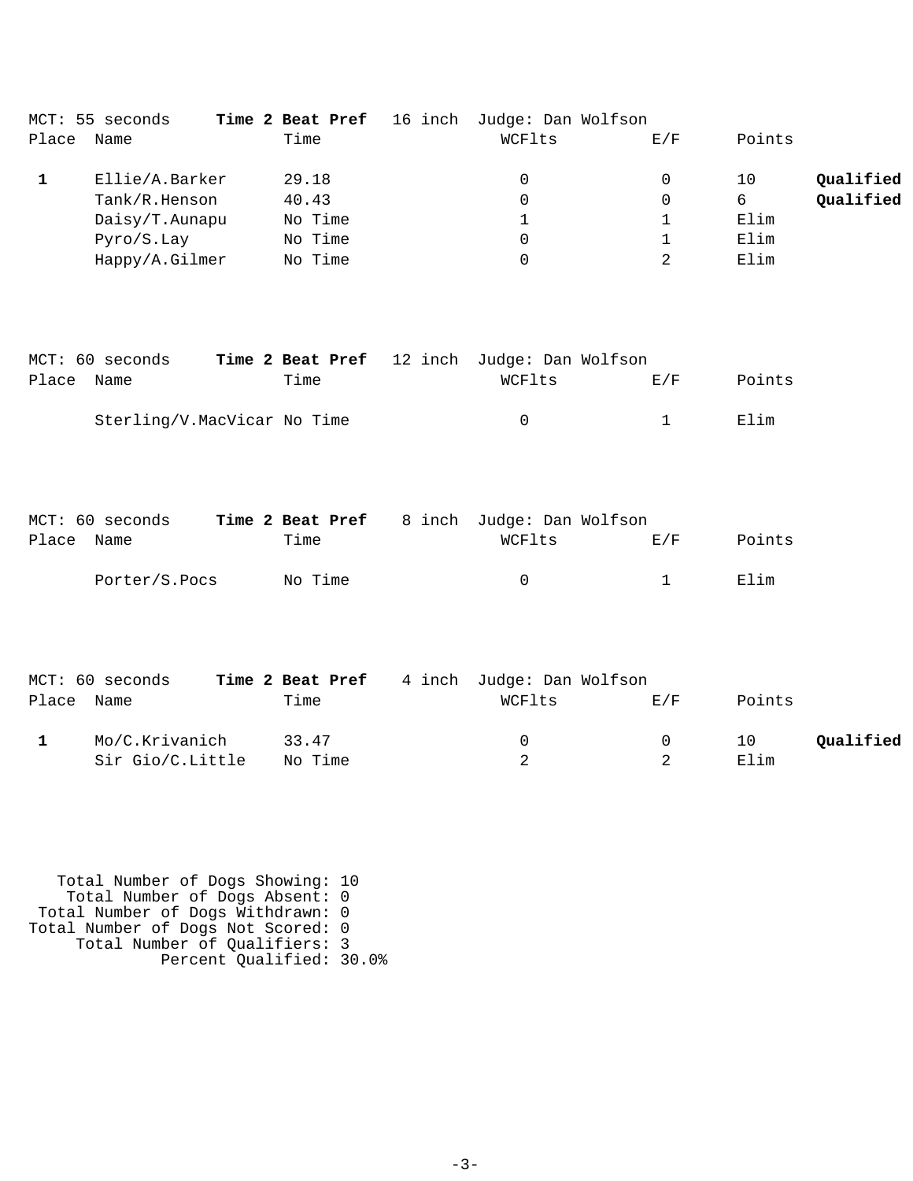MCT: 55 seconds **Time 2 Beat Pref** 16 inch Judge: Dan Wolfson

| Place | Name | Time | WCFlts | E/F | Points | |
|---|---|---|---|---|---|---|
| **1** | Ellie/A.Barker | 29.18 | 0 | 0 | 10 | **Qualified** |
| | Tank/R.Henson | 40.43 | 0 | 0 | 6 | **Qualified** |
| | Daisy/T.Aunapu | No Time | 1 | 1 | Elim | |
| | Pyro/S.Lay | No Time | 0 | 1 | Elim | |
| | Happy/A.Gilmer | No Time | 0 | 2 | Elim | |

MCT: 60 seconds **Time 2 Beat Pref** 12 inch Judge: Dan Wolfson

| Place | Name | Time | WCFlts | E/F | Points |
|---|---|---|---|---|---|
| | Sterling/V.MacVicar | No Time | 0 | 1 | Elim |

MCT: 60 seconds **Time 2 Beat Pref** 8 inch Judge: Dan Wolfson

| Place | Name | Time | WCFlts | E/F | Points |
|---|---|---|---|---|---|
| | Porter/S.Pocs | No Time | 0 | 1 | Elim |

MCT: 60 seconds **Time 2 Beat Pref** 4 inch Judge: Dan Wolfson

| Place | Name | Time | WCFlts | E/F | Points | |
|---|---|---|---|---|---|---|
| **1** | Mo/C.Krivanich | 33.47 | 0 | 0 | 10 | **Qualified** |
| | Sir Gio/C.Little | No Time | 2 | 2 | Elim | |

Total Number of Dogs Showing: 10
Total Number of Dogs Absent: 0
Total Number of Dogs Withdrawn: 0
Total Number of Dogs Not Scored: 0
Total Number of Qualifiers: 3
Percent Qualified: 30.0%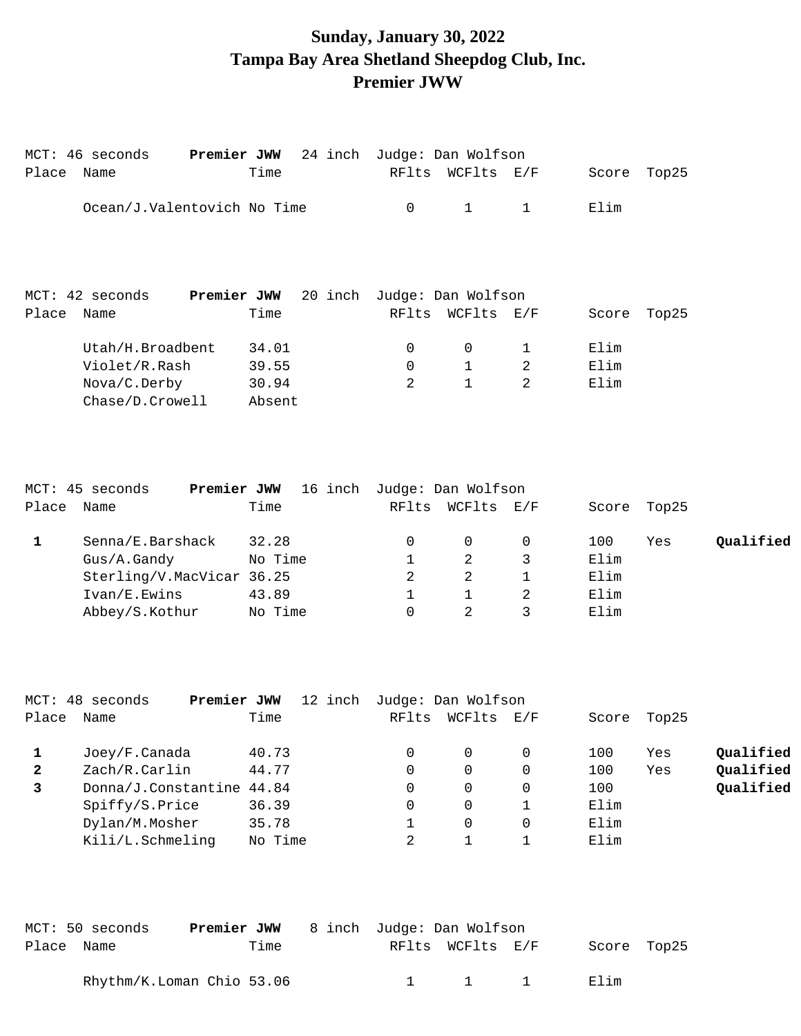# Sunday, January 30, 2022
# Tampa Bay Area Shetland Sheepdog Club, Inc.
# Premier JWW

MCT: 46 seconds **Premier JWW** 24 inch Judge: Dan Wolfson

| Place | Name | Time | RFlts | WCFlts | E/F | Score | Top25 | |
|---|---|---|---|---|---|---|---|---|
| | Ocean/J.Valentovich | No Time | 0 | 1 | 1 | Elim | | |

MCT: 42 seconds **Premier JWW** 20 inch Judge: Dan Wolfson

| Place | Name | Time | RFlts | WCFlts | E/F | Score | Top25 | |
|---|---|---|---|---|---|---|---|---|
| | Utah/H.Broadbent | 34.01 | 0 | 0 | 1 | Elim | | |
| | Violet/R.Rash | 39.55 | 0 | 1 | 2 | Elim | | |
| | Nova/C.Derby | 30.94 | 2 | 1 | 2 | Elim | | |
| | Chase/D.Crowell | Absent | | | | | | |

MCT: 45 seconds **Premier JWW** 16 inch Judge: Dan Wolfson

| Place | Name | Time | RFlts | WCFlts | E/F | Score | Top25 | |
|---|---|---|---|---|---|---|---|---|
| **1** | Senna/E.Barshack | 32.28 | 0 | 0 | 0 | 100 | Yes | **Qualified** |
| | Gus/A.Gandy | No Time | 1 | 2 | 3 | Elim | | |
| | Sterling/V.MacVicar | 36.25 | 2 | 2 | 1 | Elim | | |
| | Ivan/E.Ewins | 43.89 | 1 | 1 | 2 | Elim | | |
| | Abbey/S.Kothur | No Time | 0 | 2 | 3 | Elim | | |

MCT: 48 seconds **Premier JWW** 12 inch Judge: Dan Wolfson

| Place | Name | Time | RFlts | WCFlts | E/F | Score | Top25 | |
|---|---|---|---|---|---|---|---|---|
| **1** | Joey/F.Canada | 40.73 | 0 | 0 | 0 | 100 | Yes | **Qualified** |
| **2** | Zach/R.Carlin | 44.77 | 0 | 0 | 0 | 100 | Yes | **Qualified** |
| **3** | Donna/J.Constantine | 44.84 | 0 | 0 | 0 | 100 | | **Qualified** |
| | Spiffy/S.Price | 36.39 | 0 | 0 | 1 | Elim | | |
| | Dylan/M.Mosher | 35.78 | 1 | 0 | 0 | Elim | | |
| | Kili/L.Schmeling | No Time | 2 | 1 | 1 | Elim | | |

MCT: 50 seconds **Premier JWW** 8 inch Judge: Dan Wolfson

| Place | Name | Time | RFlts | WCFlts | E/F | Score | Top25 | |
|---|---|---|---|---|---|---|---|---|
| | Rhythm/K.Loman Chio | 53.06 | 1 | 1 | 1 | Elim | | |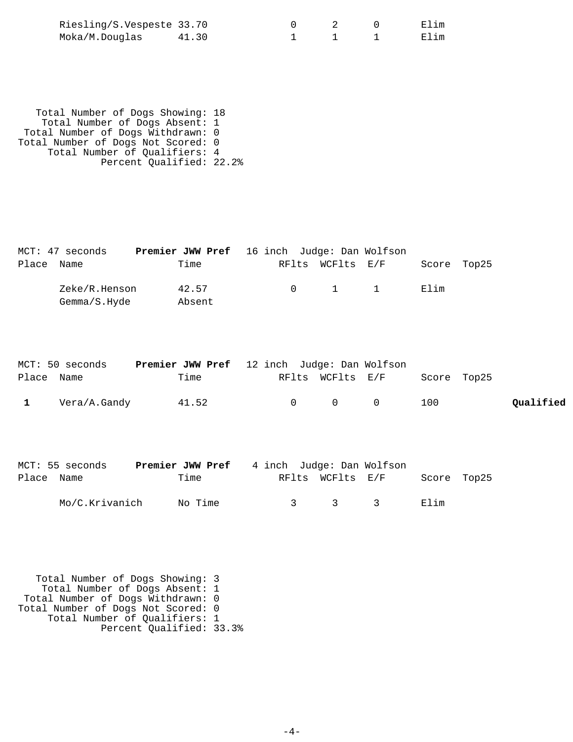| Place | Name | Time | RFlts | WCFlts | E/F | Score | Top25 | |
|---|---|---|---|---|---|---|---|---|
| | Riesling/S.Vespeste | 33.70 | 0 | 2 | 0 | Elim | | |
| | Moka/M.Douglas | 41.30 | 1 | 1 | 1 | Elim | | |

Total Number of Dogs Showing: 18
Total Number of Dogs Absent: 1
Total Number of Dogs Withdrawn: 0
Total Number of Dogs Not Scored: 0
Total Number of Qualifiers: 4
Percent Qualified: 22.2%

MCT: 47 seconds **Premier JWW Pref** 16 inch Judge: Dan Wolfson

| Place | Name | Time | RFlts | WCFlts | E/F | Score | Top25 | |
|---|---|---|---|---|---|---|---|---|
| | Zeke/R.Henson | 42.57 | 0 | 1 | 1 | Elim | | |
| | Gemma/S.Hyde | Absent | | | | | | |

MCT: 50 seconds **Premier JWW Pref** 12 inch Judge: Dan Wolfson

| Place | Name | Time | RFlts | WCFlts | E/F | Score | Top25 | |
|---|---|---|---|---|---|---|---|---|
| **1** | Vera/A.Gandy | 41.52 | 0 | 0 | 0 | 100 | | **Qualified** |

MCT: 55 seconds **Premier JWW Pref** 4 inch Judge: Dan Wolfson

| Place | Name | Time | RFlts | WCFlts | E/F | Score | Top25 | |
|---|---|---|---|---|---|---|---|---|
| | Mo/C.Krivanich | No Time | 3 | 3 | 3 | Elim | | |

Total Number of Dogs Showing: 3
Total Number of Dogs Absent: 1
Total Number of Dogs Withdrawn: 0
Total Number of Dogs Not Scored: 0
Total Number of Qualifiers: 1
Percent Qualified: 33.3%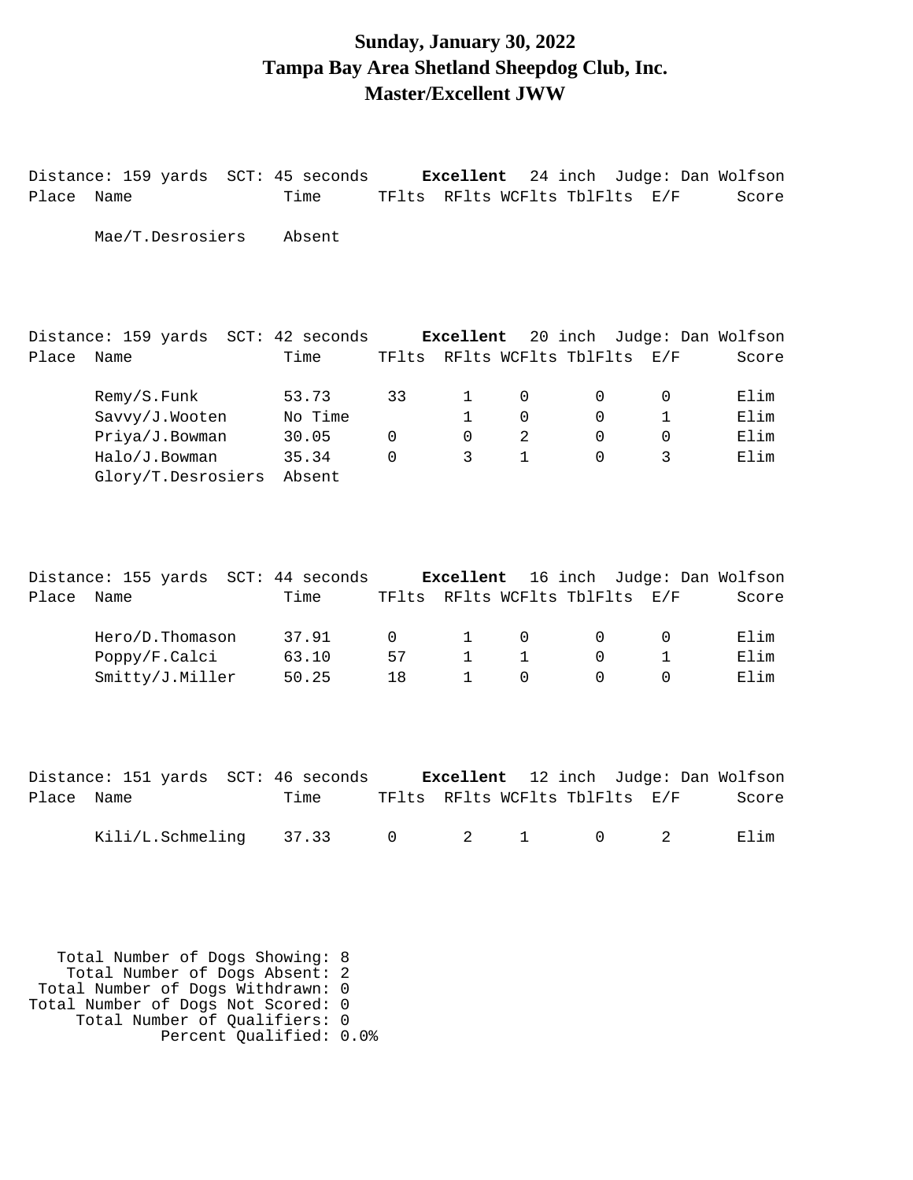# Sunday, January 30, 2022
# Tampa Bay Area Shetland Sheepdog Club, Inc.
# Master/Excellent JWW

Distance: 159 yards SCT: 45 seconds **Excellent** 24 inch Judge: Dan Wolfson

| Place | Name | Time | TFlts | RFlts | WCFlts | TblFlts | E/F | Score |
|---|---|---|---|---|---|---|---|---|
| | Mae/T.Desrosiers | Absent | | | | | | |

Distance: 159 yards SCT: 42 seconds **Excellent** 20 inch Judge: Dan Wolfson

| Place | Name | Time | TFlts | RFlts | WCFlts | TblFlts | E/F | Score |
|---|---|---|---|---|---|---|---|---|
| | Remy/S.Funk | 53.73 | 33 | 1 | 0 | 0 | 0 | Elim |
| | Savvy/J.Wooten | No Time | | 1 | 0 | 0 | 1 | Elim |
| | Priya/J.Bowman | 30.05 | 0 | 0 | 2 | 0 | 0 | Elim |
| | Halo/J.Bowman | 35.34 | 0 | 3 | 1 | 0 | 3 | Elim |
| | Glory/T.Desrosiers | Absent | | | | | | |

Distance: 155 yards SCT: 44 seconds **Excellent** 16 inch Judge: Dan Wolfson

| Place | Name | Time | TFlts | RFlts | WCFlts | TblFlts | E/F | Score |
|---|---|---|---|---|---|---|---|---|
| | Hero/D.Thomason | 37.91 | 0 | 1 | 0 | 0 | 0 | Elim |
| | Poppy/F.Calci | 63.10 | 57 | 1 | 1 | 0 | 1 | Elim |
| | Smitty/J.Miller | 50.25 | 18 | 1 | 0 | 0 | 0 | Elim |

Distance: 151 yards SCT: 46 seconds **Excellent** 12 inch Judge: Dan Wolfson

| Place | Name | Time | TFlts | RFlts | WCFlts | TblFlts | E/F | Score |
|---|---|---|---|---|---|---|---|---|
| | Kili/L.Schmeling | 37.33 | 0 | 2 | 1 | 0 | 2 | Elim |

Total Number of Dogs Showing: 8
Total Number of Dogs Absent: 2
Total Number of Dogs Withdrawn: 0
Total Number of Dogs Not Scored: 0
Total Number of Qualifiers: 0
Percent Qualified: 0.0%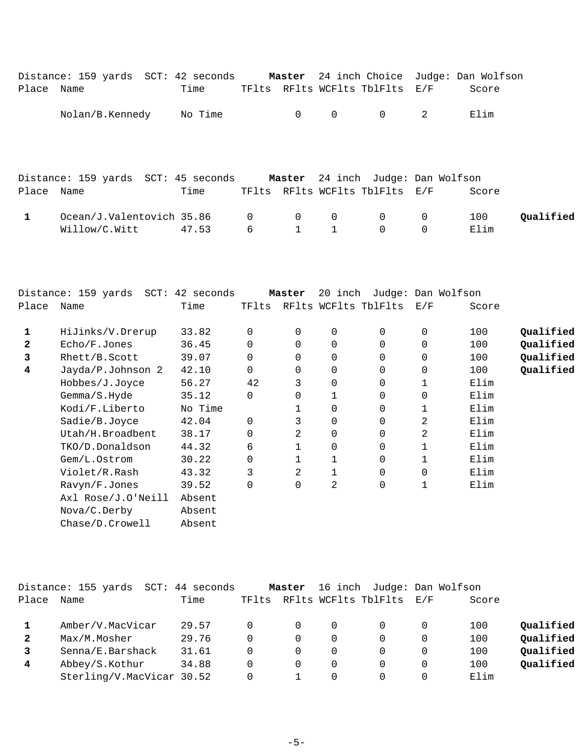Distance: 159 yards SCT: 42 seconds **Master** 24 inch Choice Judge: Dan Wolfson

| Place | Name | Time | TFlts | RFlts | WCFlts | TblFlts | E/F | Score | |
|---|---|---|---|---|---|---|---|---|---|
| | Nolan/B.Kennedy | No Time | | 0 | 0 | 0 | 2 | Elim | |

Distance: 159 yards SCT: 45 seconds **Master** 24 inch Judge: Dan Wolfson

| Place | Name | Time | TFlts | RFlts | WCFlts | TblFlts | E/F | Score | |
|---|---|---|---|---|---|---|---|---|---|
| **1** | Ocean/J.Valentovich | 35.86 | 0 | 0 | 0 | 0 | 0 | 100 | **Qualified** |
| | Willow/C.Witt | 47.53 | 6 | 1 | 1 | 0 | 0 | Elim | |

Distance: 159 yards SCT: 42 seconds **Master** 20 inch Judge: Dan Wolfson

| Place | Name | Time | TFlts | RFlts | WCFlts | TblFlts | E/F | Score | |
|---|---|---|---|---|---|---|---|---|---|
| **1** | HiJinks/V.Drerup | 33.82 | 0 | 0 | 0 | 0 | 0 | 100 | **Qualified** |
| **2** | Echo/F.Jones | 36.45 | 0 | 0 | 0 | 0 | 0 | 100 | **Qualified** |
| **3** | Rhett/B.Scott | 39.07 | 0 | 0 | 0 | 0 | 0 | 100 | **Qualified** |
| **4** | Jayda/P.Johnson 2 | 42.10 | 0 | 0 | 0 | 0 | 0 | 100 | **Qualified** |
| | Hobbes/J.Joyce | 56.27 | 42 | 3 | 0 | 0 | 1 | Elim | |
| | Gemma/S.Hyde | 35.12 | 0 | 0 | 1 | 0 | 0 | Elim | |
| | Kodi/F.Liberto | No Time | | 1 | 0 | 0 | 1 | Elim | |
| | Sadie/B.Joyce | 42.04 | 0 | 3 | 0 | 0 | 2 | Elim | |
| | Utah/H.Broadbent | 38.17 | 0 | 2 | 0 | 0 | 2 | Elim | |
| | TKO/D.Donaldson | 44.32 | 6 | 1 | 0 | 0 | 1 | Elim | |
| | Gem/L.Ostrom | 30.22 | 0 | 1 | 1 | 0 | 1 | Elim | |
| | Violet/R.Rash | 43.32 | 3 | 2 | 1 | 0 | 0 | Elim | |
| | Ravyn/F.Jones | 39.52 | 0 | 0 | 2 | 0 | 1 | Elim | |
| | Axl Rose/J.O'Neill | Absent | | | | | | | |
| | Nova/C.Derby | Absent | | | | | | | |
| | Chase/D.Crowell | Absent | | | | | | | |

Distance: 155 yards SCT: 44 seconds **Master** 16 inch Judge: Dan Wolfson

| Place | Name | Time | TFlts | RFlts | WCFlts | TblFlts | E/F | Score | |
|---|---|---|---|---|---|---|---|---|---|
| **1** | Amber/V.MacVicar | 29.57 | 0 | 0 | 0 | 0 | 0 | 100 | **Qualified** |
| **2** | Max/M.Mosher | 29.76 | 0 | 0 | 0 | 0 | 0 | 100 | **Qualified** |
| **3** | Senna/E.Barshack | 31.61 | 0 | 0 | 0 | 0 | 0 | 100 | **Qualified** |
| **4** | Abbey/S.Kothur | 34.88 | 0 | 0 | 0 | 0 | 0 | 100 | **Qualified** |
| | Sterling/V.MacVicar | 30.52 | 0 | 1 | 0 | 0 | 0 | Elim | |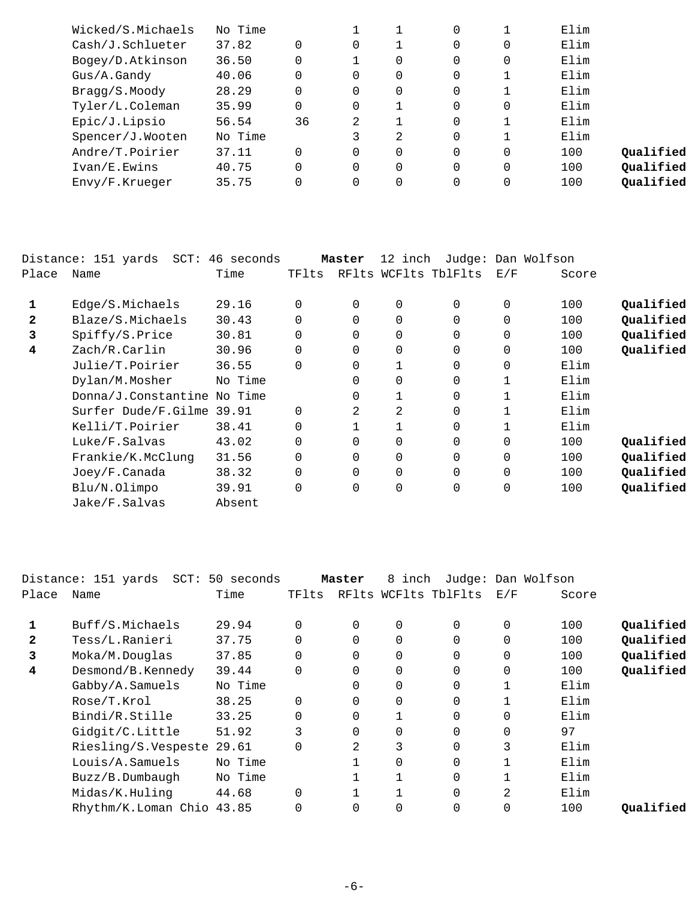| Place | Name | Time | TFlts | RFlts | WCFlts | TblFlts | E/F | Score | |
|---|---|---|---|---|---|---|---|---|---|
| | Wicked/S.Michaels | No Time | | 1 | 1 | 0 | 1 | Elim | |
| | Cash/J.Schlueter | 37.82 | 0 | 0 | 1 | 0 | 0 | Elim | |
| | Bogey/D.Atkinson | 36.50 | 0 | 1 | 0 | 0 | 0 | Elim | |
| | Gus/A.Gandy | 40.06 | 0 | 0 | 0 | 0 | 1 | Elim | |
| | Bragg/S.Moody | 28.29 | 0 | 0 | 0 | 0 | 1 | Elim | |
| | Tyler/L.Coleman | 35.99 | 0 | 0 | 1 | 0 | 0 | Elim | |
| | Epic/J.Lipsio | 56.54 | 36 | 2 | 1 | 0 | 1 | Elim | |
| | Spencer/J.Wooten | No Time | | 3 | 2 | 0 | 1 | Elim | |
| | Andre/T.Poirier | 37.11 | 0 | 0 | 0 | 0 | 0 | 100 | **Qualified** |
| | Ivan/E.Ewins | 40.75 | 0 | 0 | 0 | 0 | 0 | 100 | **Qualified** |
| | Envy/F.Krueger | 35.75 | 0 | 0 | 0 | 0 | 0 | 100 | **Qualified** |

Distance: 151 yards SCT: 46 seconds **Master** 12 inch Judge: Dan Wolfson

| Place | Name | Time | TFlts | RFlts | WCFlts | TblFlts | E/F | Score | |
|---|---|---|---|---|---|---|---|---|---|
| **1** | Edge/S.Michaels | 29.16 | 0 | 0 | 0 | 0 | 0 | 100 | **Qualified** |
| **2** | Blaze/S.Michaels | 30.43 | 0 | 0 | 0 | 0 | 0 | 100 | **Qualified** |
| **3** | Spiffy/S.Price | 30.81 | 0 | 0 | 0 | 0 | 0 | 100 | **Qualified** |
| **4** | Zach/R.Carlin | 30.96 | 0 | 0 | 0 | 0 | 0 | 100 | **Qualified** |
| | Julie/T.Poirier | 36.55 | 0 | 0 | 1 | 0 | 0 | Elim | |
| | Dylan/M.Mosher | No Time | | 0 | 0 | 0 | 1 | Elim | |
| | Donna/J.Constantine | No Time | | 0 | 1 | 0 | 1 | Elim | |
| | Surfer Dude/F.Gilme | 39.91 | 0 | 2 | 2 | 0 | 1 | Elim | |
| | Kelli/T.Poirier | 38.41 | 0 | 1 | 1 | 0 | 1 | Elim | |
| | Luke/F.Salvas | 43.02 | 0 | 0 | 0 | 0 | 0 | 100 | **Qualified** |
| | Frankie/K.McClung | 31.56 | 0 | 0 | 0 | 0 | 0 | 100 | **Qualified** |
| | Joey/F.Canada | 38.32 | 0 | 0 | 0 | 0 | 0 | 100 | **Qualified** |
| | Blu/N.Olimpo | 39.91 | 0 | 0 | 0 | 0 | 0 | 100 | **Qualified** |
| | Jake/F.Salvas | Absent | | | | | | | |

Distance: 151 yards SCT: 50 seconds **Master** 8 inch Judge: Dan Wolfson

| Place | Name | Time | TFlts | RFlts | WCFlts | TblFlts | E/F | Score | |
|---|---|---|---|---|---|---|---|---|---|
| **1** | Buff/S.Michaels | 29.94 | 0 | 0 | 0 | 0 | 0 | 100 | **Qualified** |
| **2** | Tess/L.Ranieri | 37.75 | 0 | 0 | 0 | 0 | 0 | 100 | **Qualified** |
| **3** | Moka/M.Douglas | 37.85 | 0 | 0 | 0 | 0 | 0 | 100 | **Qualified** |
| **4** | Desmond/B.Kennedy | 39.44 | 0 | 0 | 0 | 0 | 0 | 100 | **Qualified** |
| | Gabby/A.Samuels | No Time | | 0 | 0 | 0 | 1 | Elim | |
| | Rose/T.Krol | 38.25 | 0 | 0 | 0 | 0 | 1 | Elim | |
| | Bindi/R.Stille | 33.25 | 0 | 0 | 1 | 0 | 0 | Elim | |
| | Gidgit/C.Little | 51.92 | 3 | 0 | 0 | 0 | 0 | 97 | |
| | Riesling/S.Vespeste | 29.61 | 0 | 2 | 3 | 0 | 3 | Elim | |
| | Louis/A.Samuels | No Time | | 1 | 0 | 0 | 1 | Elim | |
| | Buzz/B.Dumbaugh | No Time | | 1 | 1 | 0 | 1 | Elim | |
| | Midas/K.Huling | 44.68 | 0 | 1 | 1 | 0 | 2 | Elim | |
| | Rhythm/K.Loman Chio | 43.85 | 0 | 0 | 0 | 0 | 0 | 100 | **Qualified** |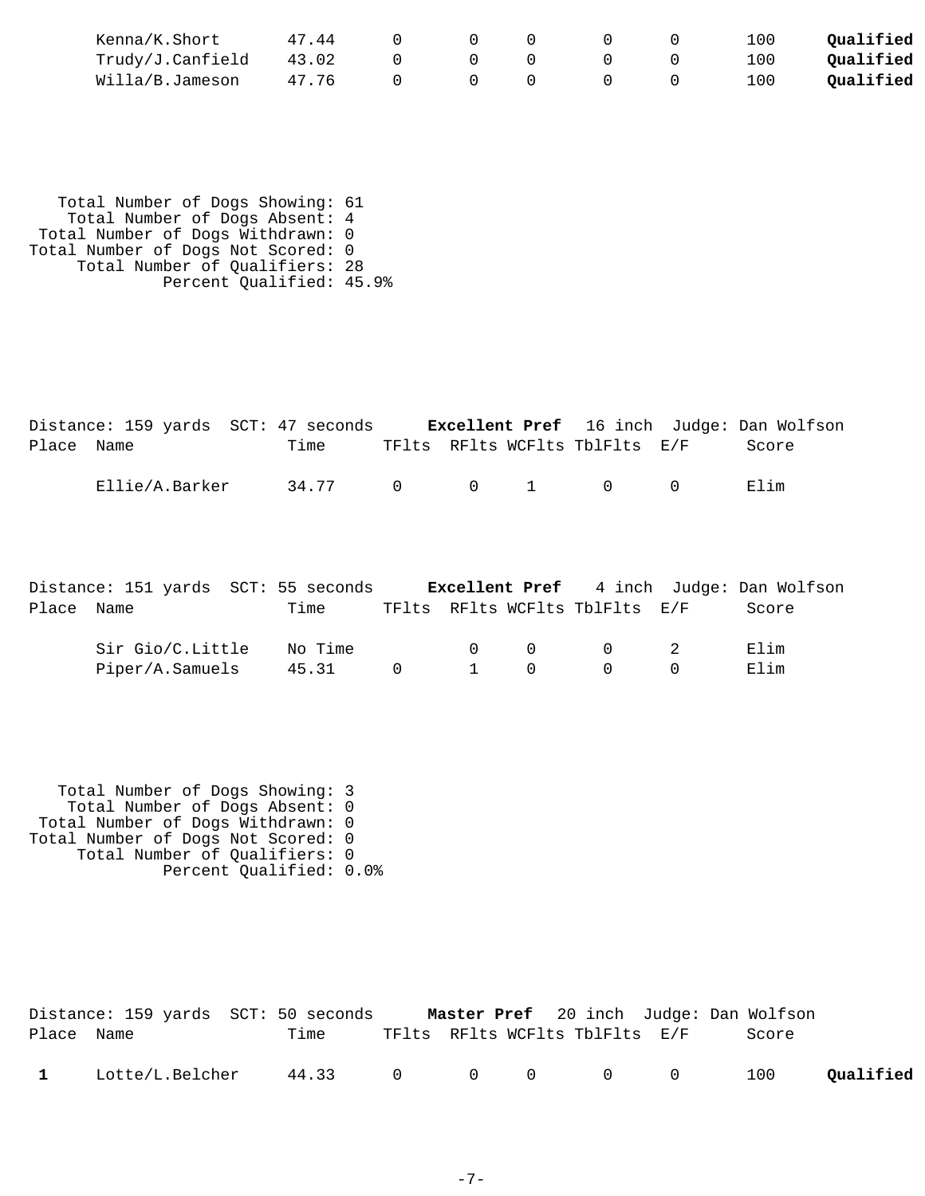| Place | Name | Time | TFlts | RFlts | WCFlts | TblFlts | E/F | Score | |
|---|---|---|---|---|---|---|---|---|---|
| | Kenna/K.Short | 47.44 | 0 | 0 | 0 | 0 | 0 | 100 | **Qualified** |
| | Trudy/J.Canfield | 43.02 | 0 | 0 | 0 | 0 | 0 | 100 | **Qualified** |
| | Willa/B.Jameson | 47.76 | 0 | 0 | 0 | 0 | 0 | 100 | **Qualified** |

Total Number of Dogs Showing: 61
Total Number of Dogs Absent: 4
Total Number of Dogs Withdrawn: 0
Total Number of Dogs Not Scored: 0
Total Number of Qualifiers: 28
Percent Qualified: 45.9%

Distance: 159 yards SCT: 47 seconds **Excellent Pref** 16 inch Judge: Dan Wolfson

| Place | Name | Time | TFlts | RFlts | WCFlts | TblFlts | E/F | Score |
|---|---|---|---|---|---|---|---|---|
| | Ellie/A.Barker | 34.77 | 0 | 0 | 1 | 0 | 0 | Elim |

Distance: 151 yards SCT: 55 seconds **Excellent Pref** 4 inch Judge: Dan Wolfson

| Place | Name | Time | TFlts | RFlts | WCFlts | TblFlts | E/F | Score |
|---|---|---|---|---|---|---|---|---|
| | Sir Gio/C.Little | No Time | | 0 | 0 | 0 | 2 | Elim |
| | Piper/A.Samuels | 45.31 | 0 | 1 | 0 | 0 | 0 | Elim |

Total Number of Dogs Showing: 3
Total Number of Dogs Absent: 0
Total Number of Dogs Withdrawn: 0
Total Number of Dogs Not Scored: 0
Total Number of Qualifiers: 0
Percent Qualified: 0.0%

Distance: 159 yards SCT: 50 seconds **Master Pref** 20 inch Judge: Dan Wolfson

| Place | Name | Time | TFlts | RFlts | WCFlts | TblFlts | E/F | Score | |
|---|---|---|---|---|---|---|---|---|---|
| **1** | Lotte/L.Belcher | 44.33 | 0 | 0 | 0 | 0 | 0 | 100 | **Qualified** |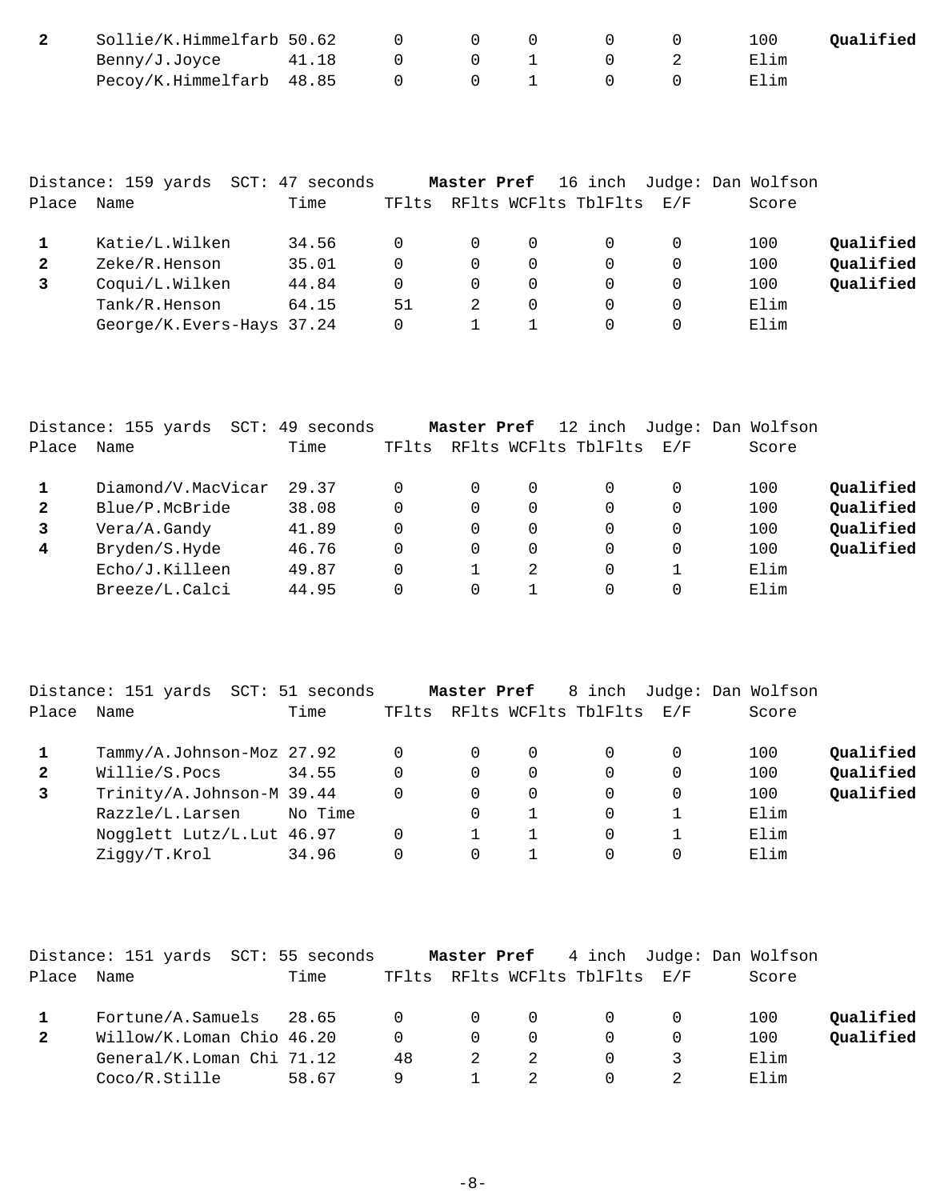| Place | Name | Time | TFlts | RFlts | WCFlts | TblFlts | E/F | Score | |
|---|---|---|---|---|---|---|---|---|---|
| **2** | Sollie/K.Himmelfarb | 50.62 | 0 | 0 | 0 | 0 | 0 | 100 | **Qualified** |
| | Benny/J.Joyce | 41.18 | 0 | 0 | 1 | 0 | 2 | Elim | |
| | Pecoy/K.Himmelfarb | 48.85 | 0 | 0 | 1 | 0 | 0 | Elim | |

Distance: 159 yards SCT: 47 seconds **Master Pref** 16 inch Judge: Dan Wolfson

| Place | Name | Time | TFlts | RFlts | WCFlts | TblFlts | E/F | Score | |
|---|---|---|---|---|---|---|---|---|---|
| **1** | Katie/L.Wilken | 34.56 | 0 | 0 | 0 | 0 | 0 | 100 | **Qualified** |
| **2** | Zeke/R.Henson | 35.01 | 0 | 0 | 0 | 0 | 0 | 100 | **Qualified** |
| **3** | Coqui/L.Wilken | 44.84 | 0 | 0 | 0 | 0 | 0 | 100 | **Qualified** |
| | Tank/R.Henson | 64.15 | 51 | 2 | 0 | 0 | 0 | Elim | |
| | George/K.Evers-Hays | 37.24 | 0 | 1 | 1 | 0 | 0 | Elim | |

Distance: 155 yards SCT: 49 seconds **Master Pref** 12 inch Judge: Dan Wolfson

| Place | Name | Time | TFlts | RFlts | WCFlts | TblFlts | E/F | Score | |
|---|---|---|---|---|---|---|---|---|---|
| **1** | Diamond/V.MacVicar | 29.37 | 0 | 0 | 0 | 0 | 0 | 100 | **Qualified** |
| **2** | Blue/P.McBride | 38.08 | 0 | 0 | 0 | 0 | 0 | 100 | **Qualified** |
| **3** | Vera/A.Gandy | 41.89 | 0 | 0 | 0 | 0 | 0 | 100 | **Qualified** |
| **4** | Bryden/S.Hyde | 46.76 | 0 | 0 | 0 | 0 | 0 | 100 | **Qualified** |
| | Echo/J.Killeen | 49.87 | 0 | 1 | 2 | 0 | 1 | Elim | |
| | Breeze/L.Calci | 44.95 | 0 | 0 | 1 | 0 | 0 | Elim | |

Distance: 151 yards SCT: 51 seconds **Master Pref** 8 inch Judge: Dan Wolfson

| Place | Name | Time | TFlts | RFlts | WCFlts | TblFlts | E/F | Score | |
|---|---|---|---|---|---|---|---|---|---|
| **1** | Tammy/A.Johnson-Moz | 27.92 | 0 | 0 | 0 | 0 | 0 | 100 | **Qualified** |
| **2** | Willie/S.Pocs | 34.55 | 0 | 0 | 0 | 0 | 0 | 100 | **Qualified** |
| **3** | Trinity/A.Johnson-M | 39.44 | 0 | 0 | 0 | 0 | 0 | 100 | **Qualified** |
| | Razzle/L.Larsen | No Time | | 0 | 1 | 0 | 1 | Elim | |
| | Nogglett Lutz/L.Lut | 46.97 | 0 | 1 | 1 | 0 | 1 | Elim | |
| | Ziggy/T.Krol | 34.96 | 0 | 0 | 1 | 0 | 0 | Elim | |

Distance: 151 yards SCT: 55 seconds **Master Pref** 4 inch Judge: Dan Wolfson

| Place | Name | Time | TFlts | RFlts | WCFlts | TblFlts | E/F | Score | |
|---|---|---|---|---|---|---|---|---|---|
| **1** | Fortune/A.Samuels | 28.65 | 0 | 0 | 0 | 0 | 0 | 100 | **Qualified** |
| **2** | Willow/K.Loman Chio | 46.20 | 0 | 0 | 0 | 0 | 0 | 100 | **Qualified** |
| | General/K.Loman Chi | 71.12 | 48 | 2 | 2 | 0 | 3 | Elim | |
| | Coco/R.Stille | 58.67 | 9 | 1 | 2 | 0 | 2 | Elim | |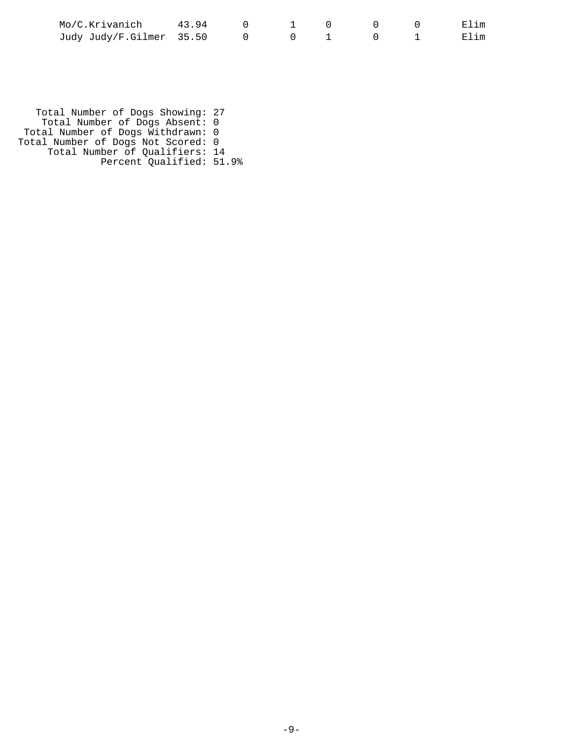| | | | | | | | |
|---|---|---|---|---|---|---|---|
| Mo/C.Krivanich | 43.94 | 0 | 1 | 0 | 0 | 0 | Elim |
| Judy Judy/F.Gilmer | 35.50 | 0 | 0 | 1 | 0 | 1 | Elim |

Total Number of Dogs Showing: 27
Total Number of Dogs Absent: 0
Total Number of Dogs Withdrawn: 0
Total Number of Dogs Not Scored: 0
Total Number of Qualifiers: 14
Percent Qualified: 51.9%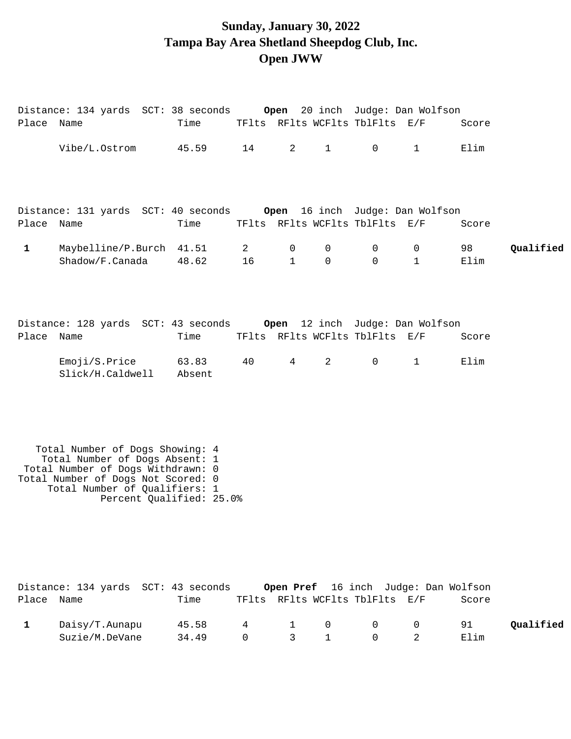# Sunday, January 30, 2022
# Tampa Bay Area Shetland Sheepdog Club, Inc.
# Open JWW

Distance: 134 yards SCT: 38 seconds **Open** 20 inch Judge: Dan Wolfson

| Place | Name | Time | TFlts | RFlts | WCFlts | TblFlts | E/F | Score | |
|---|---|---|---|---|---|---|---|---|---|
| | Vibe/L.Ostrom | 45.59 | 14 | 2 | 1 | 0 | 1 | Elim | |

Distance: 131 yards SCT: 40 seconds **Open** 16 inch Judge: Dan Wolfson

| Place | Name | Time | TFlts | RFlts | WCFlts | TblFlts | E/F | Score | |
|---|---|---|---|---|---|---|---|---|---|
| **1** | Maybelline/P.Burch | 41.51 | 2 | 0 | 0 | 0 | 0 | 98 | **Qualified** |
| | Shadow/F.Canada | 48.62 | 16 | 1 | 0 | 0 | 1 | Elim | |

Distance: 128 yards SCT: 43 seconds **Open** 12 inch Judge: Dan Wolfson

| Place | Name | Time | TFlts | RFlts | WCFlts | TblFlts | E/F | Score | |
|---|---|---|---|---|---|---|---|---|---|
| | Emoji/S.Price | 63.83 | 40 | 4 | 2 | 0 | 1 | Elim | |
| | Slick/H.Caldwell | Absent | | | | | | | |

Total Number of Dogs Showing: 4
Total Number of Dogs Absent: 1
Total Number of Dogs Withdrawn: 0
Total Number of Dogs Not Scored: 0
Total Number of Qualifiers: 1
Percent Qualified: 25.0%

Distance: 134 yards SCT: 43 seconds **Open Pref** 16 inch Judge: Dan Wolfson

| Place | Name | Time | TFlts | RFlts | WCFlts | TblFlts | E/F | Score | |
|---|---|---|---|---|---|---|---|---|---|
| **1** | Daisy/T.Aunapu | 45.58 | 4 | 1 | 0 | 0 | 0 | 91 | **Qualified** |
| | Suzie/M.DeVane | 34.49 | 0 | 3 | 1 | 0 | 2 | Elim | |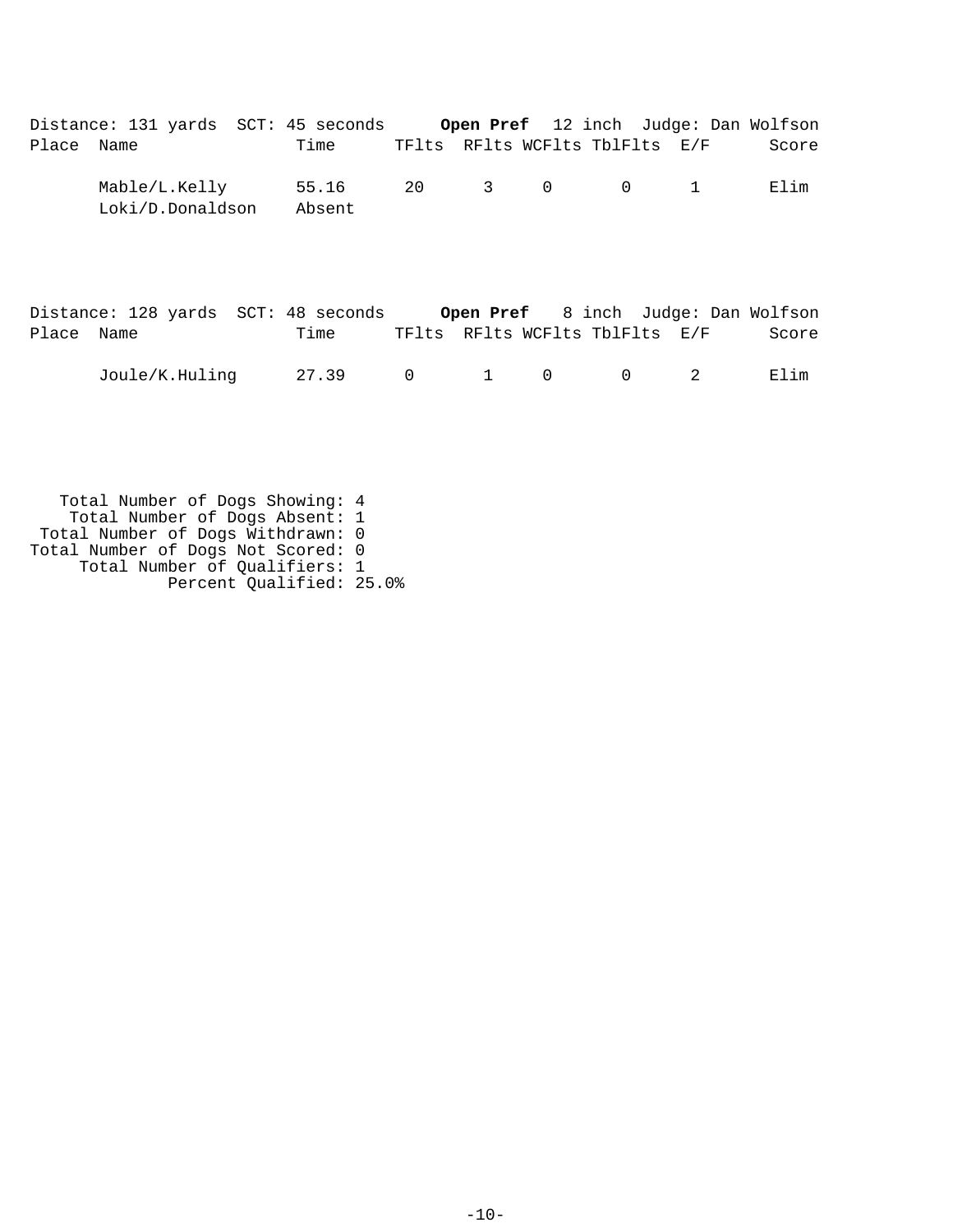Distance: 131 yards SCT: 45 seconds **Open Pref** 12 inch Judge: Dan Wolfson

| Place | Name | Time | TFlts | RFlts | WCFlts | TblFlts | E/F | Score |
|---|---|---|---|---|---|---|---|---|
| | Mable/L.Kelly | 55.16 | 20 | 3 | 0 | 0 | 1 | Elim |
| | Loki/D.Donaldson | Absent | | | | | | |

Distance: 128 yards SCT: 48 seconds **Open Pref** 8 inch Judge: Dan Wolfson

| Place | Name | Time | TFlts | RFlts | WCFlts | TblFlts | E/F | Score |
|---|---|---|---|---|---|---|---|---|
| | Joule/K.Huling | 27.39 | 0 | 1 | 0 | 0 | 2 | Elim |

Total Number of Dogs Showing: 4
Total Number of Dogs Absent: 1
Total Number of Dogs Withdrawn: 0
Total Number of Dogs Not Scored: 0
Total Number of Qualifiers: 1
Percent Qualified: 25.0%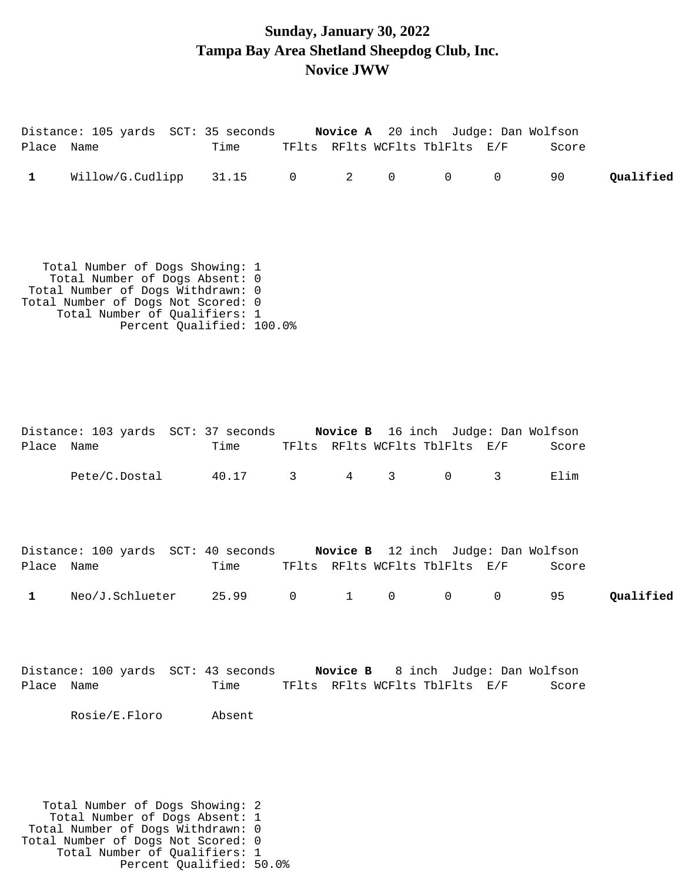# Sunday, January 30, 2022
# Tampa Bay Area Shetland Sheepdog Club, Inc.
# Novice JWW

Distance: 105 yards SCT: 35 seconds **Novice A** 20 inch Judge: Dan Wolfson

| Place | Name | Time | TFlts | RFlts | WCFlts | TblFlts | E/F | Score | |
|---|---|---|---|---|---|---|---|---|---|
| **1** | Willow/G.Cudlipp | 31.15 | 0 | 2 | 0 | 0 | 0 | 90 | **Qualified** |

Total Number of Dogs Showing: 1
Total Number of Dogs Absent: 0
Total Number of Dogs Withdrawn: 0
Total Number of Dogs Not Scored: 0
Total Number of Qualifiers: 1
Percent Qualified: 100.0%

Distance: 103 yards SCT: 37 seconds **Novice B** 16 inch Judge: Dan Wolfson

| Place | Name | Time | TFlts | RFlts | WCFlts | TblFlts | E/F | Score |
|---|---|---|---|---|---|---|---|---|
| | Pete/C.Dostal | 40.17 | 3 | 4 | 3 | 0 | 3 | Elim |

Distance: 100 yards SCT: 40 seconds **Novice B** 12 inch Judge: Dan Wolfson

| Place | Name | Time | TFlts | RFlts | WCFlts | TblFlts | E/F | Score | |
|---|---|---|---|---|---|---|---|---|---|
| **1** | Neo/J.Schlueter | 25.99 | 0 | 1 | 0 | 0 | 0 | 95 | **Qualified** |

Distance: 100 yards SCT: 43 seconds **Novice B** 8 inch Judge: Dan Wolfson

| Place | Name | Time | TFlts | RFlts | WCFlts | TblFlts | E/F | Score |
|---|---|---|---|---|---|---|---|---|
| | Rosie/E.Floro | Absent | | | | | | |

Total Number of Dogs Showing: 2
Total Number of Dogs Absent: 1
Total Number of Dogs Withdrawn: 0
Total Number of Dogs Not Scored: 0
Total Number of Qualifiers: 1
Percent Qualified: 50.0%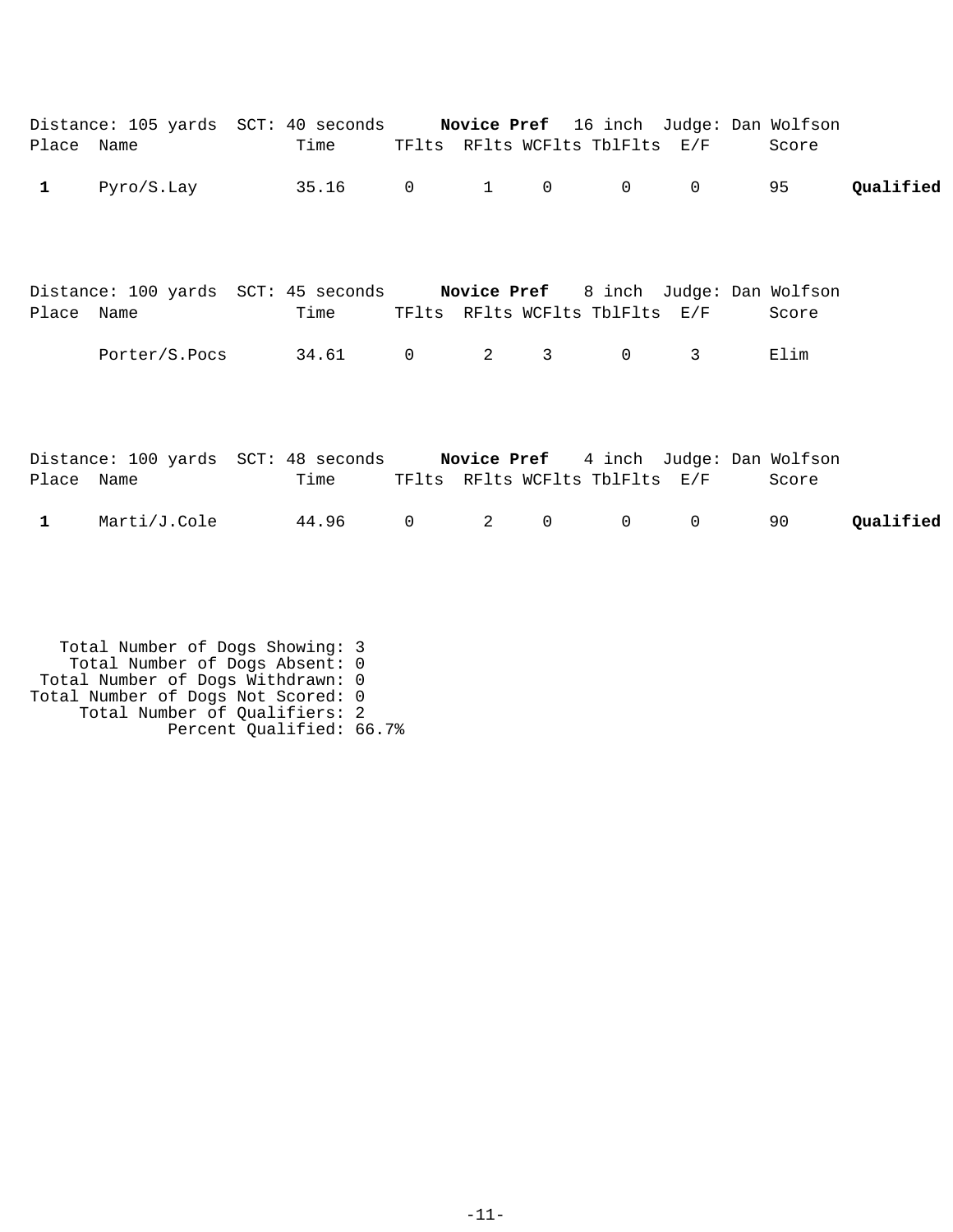Distance: 105 yards SCT: 40 seconds **Novice Pref** 16 inch Judge: Dan Wolfson

| Place | Name | Time | TFlts | RFlts | WCFlts | TblFlts | E/F | Score | |
|---|---|---|---|---|---|---|---|---|---|
| **1** | Pyro/S.Lay | 35.16 | 0 | 1 | 0 | 0 | 0 | 95 | **Qualified** |

Distance: 100 yards SCT: 45 seconds **Novice Pref** 8 inch Judge: Dan Wolfson

| Place | Name | Time | TFlts | RFlts | WCFlts | TblFlts | E/F | Score |
|---|---|---|---|---|---|---|---|---|
| | Porter/S.Pocs | 34.61 | 0 | 2 | 3 | 0 | 3 | Elim |

Distance: 100 yards SCT: 48 seconds **Novice Pref** 4 inch Judge: Dan Wolfson

| Place | Name | Time | TFlts | RFlts | WCFlts | TblFlts | E/F | Score | |
|---|---|---|---|---|---|---|---|---|---|
| **1** | Marti/J.Cole | 44.96 | 0 | 2 | 0 | 0 | 0 | 90 | **Qualified** |

Total Number of Dogs Showing: 3
Total Number of Dogs Absent: 0
Total Number of Dogs Withdrawn: 0
Total Number of Dogs Not Scored: 0
Total Number of Qualifiers: 2
Percent Qualified: 66.7%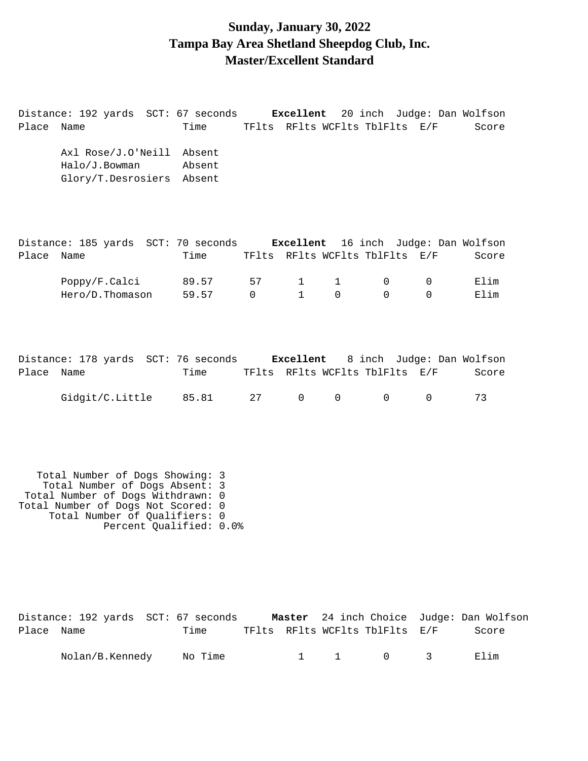# Sunday, January 30, 2022
# Tampa Bay Area Shetland Sheepdog Club, Inc.
# Master/Excellent Standard

Distance: 192 yards SCT: 67 seconds **Excellent** 20 inch Judge: Dan Wolfson

| Place | Name | Time | TFlts | RFlts | WCFlts | TblFlts | E/F | Score |
|---|---|---|---|---|---|---|---|---|
| | Axl Rose/J.O'Neill | Absent | | | | | | |
| | Halo/J.Bowman | Absent | | | | | | |
| | Glory/T.Desrosiers | Absent | | | | | | |

Distance: 185 yards SCT: 70 seconds **Excellent** 16 inch Judge: Dan Wolfson

| Place | Name | Time | TFlts | RFlts | WCFlts | TblFlts | E/F | Score |
|---|---|---|---|---|---|---|---|---|
| | Poppy/F.Calci | 89.57 | 57 | 1 | 1 | 0 | 0 | Elim |
| | Hero/D.Thomason | 59.57 | 0 | 1 | 0 | 0 | 0 | Elim |

Distance: 178 yards SCT: 76 seconds **Excellent** 8 inch Judge: Dan Wolfson

| Place | Name | Time | TFlts | RFlts | WCFlts | TblFlts | E/F | Score |
|---|---|---|---|---|---|---|---|---|
| | Gidgit/C.Little | 85.81 | 27 | 0 | 0 | 0 | 0 | 73 |

Total Number of Dogs Showing: 3
Total Number of Dogs Absent: 3
Total Number of Dogs Withdrawn: 0
Total Number of Dogs Not Scored: 0
Total Number of Qualifiers: 0
Percent Qualified: 0.0%

Distance: 192 yards SCT: 67 seconds **Master** 24 inch Choice Judge: Dan Wolfson

| Place | Name | Time | TFlts | RFlts | WCFlts | TblFlts | E/F | Score |
|---|---|---|---|---|---|---|---|---|
| | Nolan/B.Kennedy | No Time | | 1 | 1 | 0 | 3 | Elim |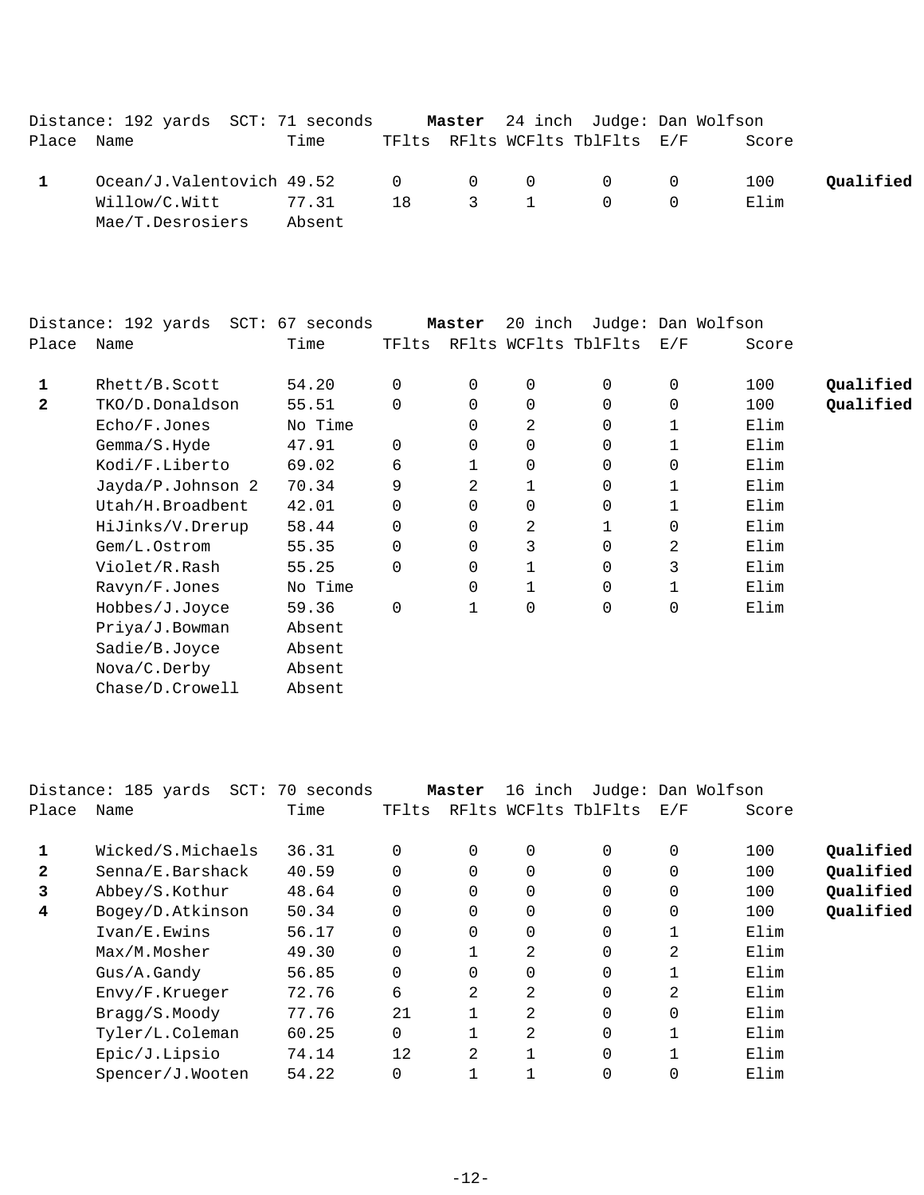Distance: 192 yards  SCT: 71 seconds  **Master**  24 inch  Judge: Dan Wolfson

| Place | Name | Time | TFlts | RFlts | WCFlts | TblFlts | E/F | Score | |
|---|---|---|---|---|---|---|---|---|---|
| 1 | Ocean/J.Valentovich | 49.52 | 0 | 0 | 0 | 0 | 0 | 100 | **Qualified** |
| | Willow/C.Witt | 77.31 | 18 | 3 | 1 | 0 | 0 | Elim | |
| | Mae/T.Desrosiers | Absent | | | | | | | |

Distance: 192 yards  SCT: 67 seconds  **Master**  20 inch  Judge: Dan Wolfson

| Place | Name | Time | TFlts | RFlts | WCFlts | TblFlts | E/F | Score | |
|---|---|---|---|---|---|---|---|---|---|
| 1 | Rhett/B.Scott | 54.20 | 0 | 0 | 0 | 0 | 0 | 100 | **Qualified** |
| 2 | TKO/D.Donaldson | 55.51 | 0 | 0 | 0 | 0 | 0 | 100 | **Qualified** |
| | Echo/F.Jones | No Time | | 0 | 2 | 0 | 1 | Elim | |
| | Gemma/S.Hyde | 47.91 | 0 | 0 | 0 | 0 | 1 | Elim | |
| | Kodi/F.Liberto | 69.02 | 6 | 1 | 0 | 0 | 0 | Elim | |
| | Jayda/P.Johnson 2 | 70.34 | 9 | 2 | 1 | 0 | 1 | Elim | |
| | Utah/H.Broadbent | 42.01 | 0 | 0 | 0 | 0 | 1 | Elim | |
| | HiJinks/V.Drerup | 58.44 | 0 | 0 | 2 | 1 | 0 | Elim | |
| | Gem/L.Ostrom | 55.35 | 0 | 0 | 3 | 0 | 2 | Elim | |
| | Violet/R.Rash | 55.25 | 0 | 0 | 1 | 0 | 3 | Elim | |
| | Ravyn/F.Jones | No Time | | 0 | 1 | 0 | 1 | Elim | |
| | Hobbes/J.Joyce | 59.36 | 0 | 1 | 0 | 0 | 0 | Elim | |
| | Priya/J.Bowman | Absent | | | | | | | |
| | Sadie/B.Joyce | Absent | | | | | | | |
| | Nova/C.Derby | Absent | | | | | | | |
| | Chase/D.Crowell | Absent | | | | | | | |

Distance: 185 yards  SCT: 70 seconds  **Master**  16 inch  Judge: Dan Wolfson

| Place | Name | Time | TFlts | RFlts | WCFlts | TblFlts | E/F | Score | |
|---|---|---|---|---|---|---|---|---|---|
| 1 | Wicked/S.Michaels | 36.31 | 0 | 0 | 0 | 0 | 0 | 100 | **Qualified** |
| 2 | Senna/E.Barshack | 40.59 | 0 | 0 | 0 | 0 | 0 | 100 | **Qualified** |
| 3 | Abbey/S.Kothur | 48.64 | 0 | 0 | 0 | 0 | 0 | 100 | **Qualified** |
| 4 | Bogey/D.Atkinson | 50.34 | 0 | 0 | 0 | 0 | 0 | 100 | **Qualified** |
| | Ivan/E.Ewins | 56.17 | 0 | 0 | 0 | 0 | 1 | Elim | |
| | Max/M.Mosher | 49.30 | 0 | 1 | 2 | 0 | 2 | Elim | |
| | Gus/A.Gandy | 56.85 | 0 | 0 | 0 | 0 | 1 | Elim | |
| | Envy/F.Krueger | 72.76 | 6 | 2 | 2 | 0 | 2 | Elim | |
| | Bragg/S.Moody | 77.76 | 21 | 1 | 2 | 0 | 0 | Elim | |
| | Tyler/L.Coleman | 60.25 | 0 | 1 | 2 | 0 | 1 | Elim | |
| | Epic/J.Lipsio | 74.14 | 12 | 2 | 1 | 0 | 1 | Elim | |
| | Spencer/J.Wooten | 54.22 | 0 | 1 | 1 | 0 | 0 | Elim | |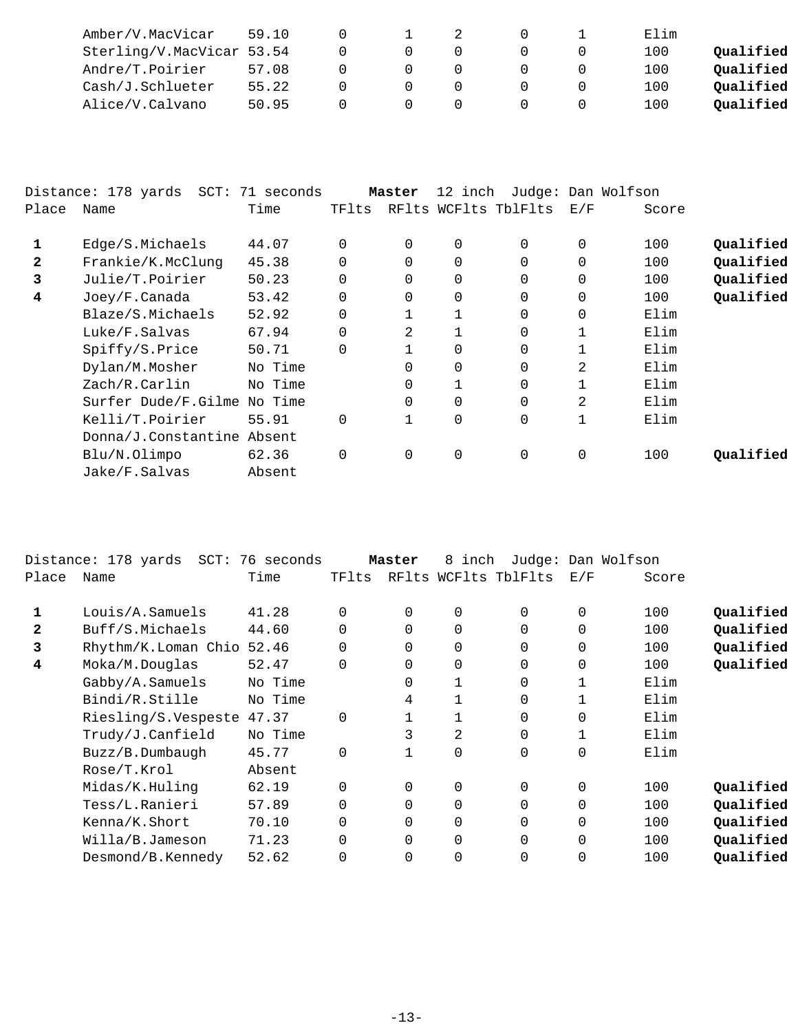| Place | Name | Time | TFlts | RFlts | WCFlts | TblFlts | E/F | Score | |
|---|---|---|---|---|---|---|---|---|---|
| | Amber/V.MacVicar | 59.10 | 0 | 1 | 2 | 0 | 1 | Elim | |
| | Sterling/V.MacVicar | 53.54 | 0 | 0 | 0 | 0 | 0 | 100 | **Qualified** |
| | Andre/T.Poirier | 57.08 | 0 | 0 | 0 | 0 | 0 | 100 | **Qualified** |
| | Cash/J.Schlueter | 55.22 | 0 | 0 | 0 | 0 | 0 | 100 | **Qualified** |
| | Alice/V.Calvano | 50.95 | 0 | 0 | 0 | 0 | 0 | 100 | **Qualified** |

Distance: 178 yards SCT: 71 seconds **Master** 12 inch Judge: Dan Wolfson

| Place | Name | Time | TFlts | RFlts | WCFlts | TblFlts | E/F | Score | |
|---|---|---|---|---|---|---|---|---|---|
| **1** | Edge/S.Michaels | 44.07 | 0 | 0 | 0 | 0 | 0 | 100 | **Qualified** |
| **2** | Frankie/K.McClung | 45.38 | 0 | 0 | 0 | 0 | 0 | 100 | **Qualified** |
| **3** | Julie/T.Poirier | 50.23 | 0 | 0 | 0 | 0 | 0 | 100 | **Qualified** |
| **4** | Joey/F.Canada | 53.42 | 0 | 0 | 0 | 0 | 0 | 100 | **Qualified** |
| | Blaze/S.Michaels | 52.92 | 0 | 1 | 1 | 0 | 0 | Elim | |
| | Luke/F.Salvas | 67.94 | 0 | 2 | 1 | 0 | 1 | Elim | |
| | Spiffy/S.Price | 50.71 | 0 | 1 | 0 | 0 | 1 | Elim | |
| | Dylan/M.Mosher | No Time | | 0 | 0 | 0 | 2 | Elim | |
| | Zach/R.Carlin | No Time | | 0 | 1 | 0 | 1 | Elim | |
| | Surfer Dude/F.Gilme | No Time | | 0 | 0 | 0 | 2 | Elim | |
| | Kelli/T.Poirier | 55.91 | 0 | 1 | 0 | 0 | 1 | Elim | |
| | Donna/J.Constantine | Absent | | | | | | | |
| | Blu/N.Olimpo | 62.36 | 0 | 0 | 0 | 0 | 0 | 100 | **Qualified** |
| | Jake/F.Salvas | Absent | | | | | | | |

Distance: 178 yards SCT: 76 seconds **Master** 8 inch Judge: Dan Wolfson

| Place | Name | Time | TFlts | RFlts | WCFlts | TblFlts | E/F | Score | |
|---|---|---|---|---|---|---|---|---|---|
| **1** | Louis/A.Samuels | 41.28 | 0 | 0 | 0 | 0 | 0 | 100 | **Qualified** |
| **2** | Buff/S.Michaels | 44.60 | 0 | 0 | 0 | 0 | 0 | 100 | **Qualified** |
| **3** | Rhythm/K.Loman Chio | 52.46 | 0 | 0 | 0 | 0 | 0 | 100 | **Qualified** |
| **4** | Moka/M.Douglas | 52.47 | 0 | 0 | 0 | 0 | 0 | 100 | **Qualified** |
| | Gabby/A.Samuels | No Time | | 0 | 1 | 0 | 1 | Elim | |
| | Bindi/R.Stille | No Time | | 4 | 1 | 0 | 1 | Elim | |
| | Riesling/S.Vespeste | 47.37 | 0 | 1 | 1 | 0 | 0 | Elim | |
| | Trudy/J.Canfield | No Time | | 3 | 2 | 0 | 1 | Elim | |
| | Buzz/B.Dumbaugh | 45.77 | 0 | 1 | 0 | 0 | 0 | Elim | |
| | Rose/T.Krol | Absent | | | | | | | |
| | Midas/K.Huling | 62.19 | 0 | 0 | 0 | 0 | 0 | 100 | **Qualified** |
| | Tess/L.Ranieri | 57.89 | 0 | 0 | 0 | 0 | 0 | 100 | **Qualified** |
| | Kenna/K.Short | 70.10 | 0 | 0 | 0 | 0 | 0 | 100 | **Qualified** |
| | Willa/B.Jameson | 71.23 | 0 | 0 | 0 | 0 | 0 | 100 | **Qualified** |
| | Desmond/B.Kennedy | 52.62 | 0 | 0 | 0 | 0 | 0 | 100 | **Qualified** |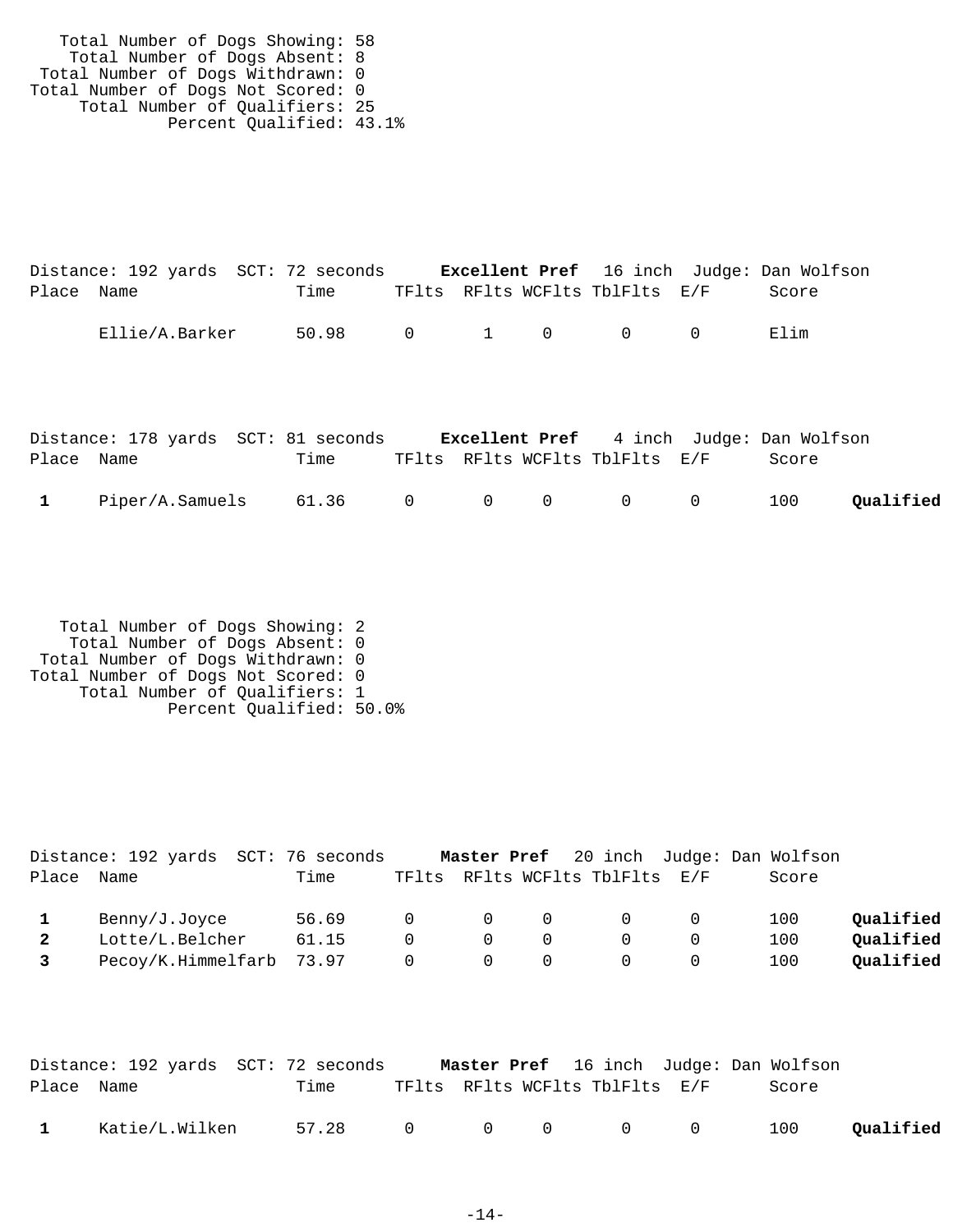Total Number of Dogs Showing: 58
Total Number of Dogs Absent: 8
Total Number of Dogs Withdrawn: 0
Total Number of Dogs Not Scored: 0
Total Number of Qualifiers: 25
Percent Qualified: 43.1%

Distance: 192 yards SCT: 72 seconds **Excellent Pref** 16 inch Judge: Dan Wolfson

| Place | Name | Time | TFlts | RFlts | WCFlts | TblFlts | E/F | Score | |
|---|---|---|---|---|---|---|---|---|---|
| | Ellie/A.Barker | 50.98 | 0 | 1 | 0 | 0 | 0 | Elim | |

Distance: 178 yards SCT: 81 seconds **Excellent Pref** 4 inch Judge: Dan Wolfson

| Place | Name | Time | TFlts | RFlts | WCFlts | TblFlts | E/F | Score | |
|---|---|---|---|---|---|---|---|---|---|
| **1** | Piper/A.Samuels | 61.36 | 0 | 0 | 0 | 0 | 0 | 100 | **Qualified** |

Total Number of Dogs Showing: 2
Total Number of Dogs Absent: 0
Total Number of Dogs Withdrawn: 0
Total Number of Dogs Not Scored: 0
Total Number of Qualifiers: 1
Percent Qualified: 50.0%

Distance: 192 yards SCT: 76 seconds **Master Pref** 20 inch Judge: Dan Wolfson

| Place | Name | Time | TFlts | RFlts | WCFlts | TblFlts | E/F | Score | |
|---|---|---|---|---|---|---|---|---|---|
| **1** | Benny/J.Joyce | 56.69 | 0 | 0 | 0 | 0 | 0 | 100 | **Qualified** |
| **2** | Lotte/L.Belcher | 61.15 | 0 | 0 | 0 | 0 | 0 | 100 | **Qualified** |
| **3** | Pecoy/K.Himmelfarb | 73.97 | 0 | 0 | 0 | 0 | 0 | 100 | **Qualified** |

Distance: 192 yards SCT: 72 seconds **Master Pref** 16 inch Judge: Dan Wolfson

| Place | Name | Time | TFlts | RFlts | WCFlts | TblFlts | E/F | Score | |
|---|---|---|---|---|---|---|---|---|---|
| **1** | Katie/L.Wilken | 57.28 | 0 | 0 | 0 | 0 | 0 | 100 | **Qualified** |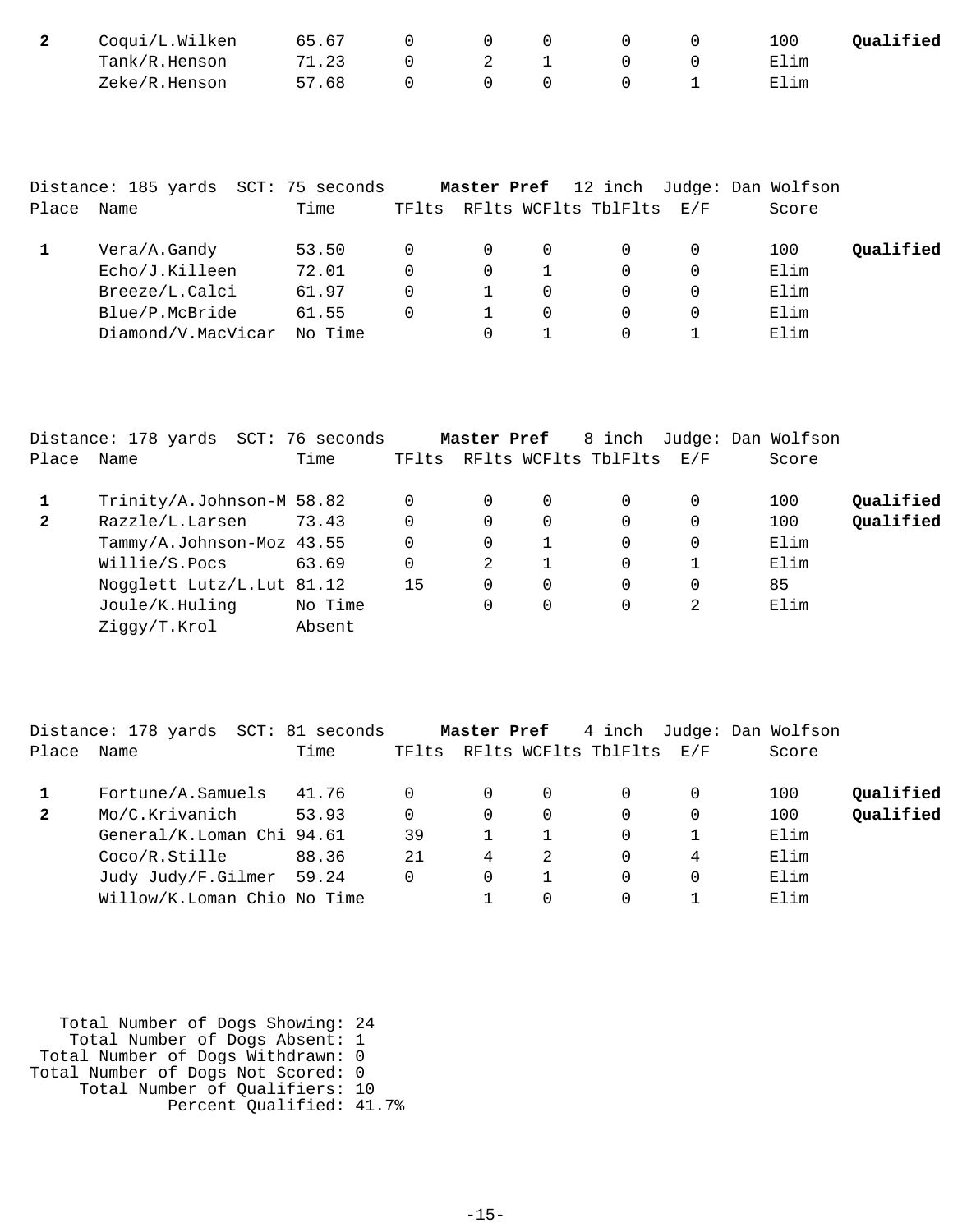| Place | Name | Time | TFlts | RFlts | WCFlts | TblFlts | E/F | Score | |
|---|---|---|---|---|---|---|---|---|---|
| **2** | Coqui/L.Wilken | 65.67 | 0 | 0 | 0 | 0 | 0 | 100 | **Qualified** |
| | Tank/R.Henson | 71.23 | 0 | 2 | 1 | 0 | 0 | Elim | |
| | Zeke/R.Henson | 57.68 | 0 | 0 | 0 | 0 | 1 | Elim | |

Distance: 185 yards SCT: 75 seconds **Master Pref** 12 inch Judge: Dan Wolfson

| Place | Name | Time | TFlts | RFlts | WCFlts | TblFlts | E/F | Score | |
|---|---|---|---|---|---|---|---|---|---|
| **1** | Vera/A.Gandy | 53.50 | 0 | 0 | 0 | 0 | 0 | 100 | **Qualified** |
| | Echo/J.Killeen | 72.01 | 0 | 0 | 1 | 0 | 0 | Elim | |
| | Breeze/L.Calci | 61.97 | 0 | 1 | 0 | 0 | 0 | Elim | |
| | Blue/P.McBride | 61.55 | 0 | 1 | 0 | 0 | 0 | Elim | |
| | Diamond/V.MacVicar | No Time | | 0 | 1 | 0 | 1 | Elim | |

Distance: 178 yards SCT: 76 seconds **Master Pref** 8 inch Judge: Dan Wolfson

| Place | Name | Time | TFlts | RFlts | WCFlts | TblFlts | E/F | Score | |
|---|---|---|---|---|---|---|---|---|---|
| **1** | Trinity/A.Johnson-M | 58.82 | 0 | 0 | 0 | 0 | 0 | 100 | **Qualified** |
| **2** | Razzle/L.Larsen | 73.43 | 0 | 0 | 0 | 0 | 0 | 100 | **Qualified** |
| | Tammy/A.Johnson-Moz | 43.55 | 0 | 0 | 1 | 0 | 0 | Elim | |
| | Willie/S.Pocs | 63.69 | 0 | 2 | 1 | 0 | 1 | Elim | |
| | Nogglett Lutz/L.Lut | 81.12 | 15 | 0 | 0 | 0 | 0 | 85 | |
| | Joule/K.Huling | No Time | | 0 | 0 | 0 | 2 | Elim | |
| | Ziggy/T.Krol | Absent | | | | | | | |

Distance: 178 yards SCT: 81 seconds **Master Pref** 4 inch Judge: Dan Wolfson

| Place | Name | Time | TFlts | RFlts | WCFlts | TblFlts | E/F | Score | |
|---|---|---|---|---|---|---|---|---|---|
| **1** | Fortune/A.Samuels | 41.76 | 0 | 0 | 0 | 0 | 0 | 100 | **Qualified** |
| **2** | Mo/C.Krivanich | 53.93 | 0 | 0 | 0 | 0 | 0 | 100 | **Qualified** |
| | General/K.Loman Chi | 94.61 | 39 | 1 | 1 | 0 | 1 | Elim | |
| | Coco/R.Stille | 88.36 | 21 | 4 | 2 | 0 | 4 | Elim | |
| | Judy Judy/F.Gilmer | 59.24 | 0 | 0 | 1 | 0 | 0 | Elim | |
| | Willow/K.Loman Chio | No Time | | 1 | 0 | 0 | 1 | Elim | |

Total Number of Dogs Showing: 24
Total Number of Dogs Absent: 1
Total Number of Dogs Withdrawn: 0
Total Number of Dogs Not Scored: 0
Total Number of Qualifiers: 10
Percent Qualified: 41.7%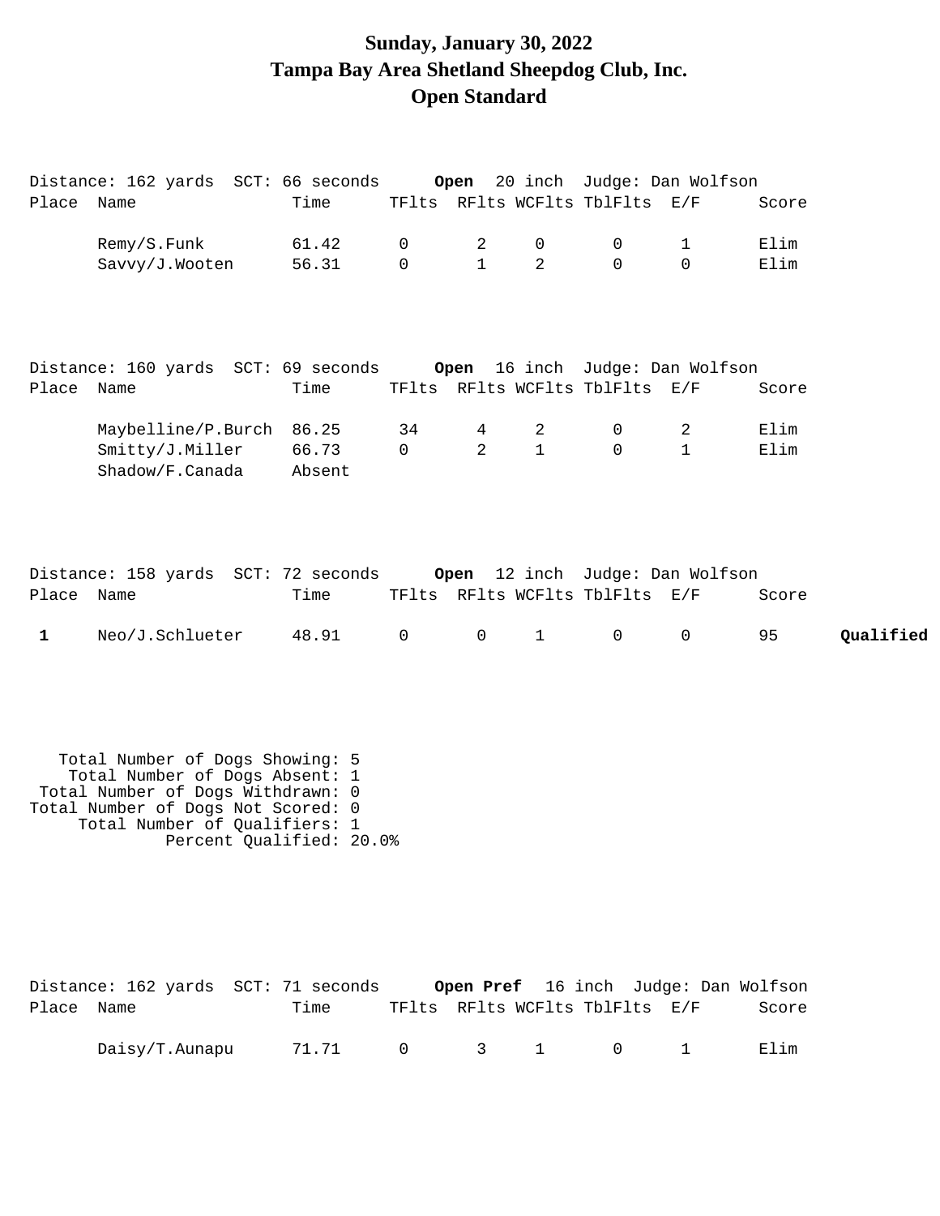# Sunday, January 30, 2022
# Tampa Bay Area Shetland Sheepdog Club, Inc.
# Open Standard

Distance: 162 yards SCT: 66 seconds **Open** 20 inch Judge: Dan Wolfson

| Place | Name | Time | TFlts | RFlts | WCFlts | TblFlts | E/F | Score | |
|---|---|---|---|---|---|---|---|---|---|
| | Remy/S.Funk | 61.42 | 0 | 2 | 0 | 0 | 1 | Elim | |
| | Savvy/J.Wooten | 56.31 | 0 | 1 | 2 | 0 | 0 | Elim | |

Distance: 160 yards SCT: 69 seconds **Open** 16 inch Judge: Dan Wolfson

| Place | Name | Time | TFlts | RFlts | WCFlts | TblFlts | E/F | Score | |
|---|---|---|---|---|---|---|---|---|---|
| | Maybelline/P.Burch | 86.25 | 34 | 4 | 2 | 0 | 2 | Elim | |
| | Smitty/J.Miller | 66.73 | 0 | 2 | 1 | 0 | 1 | Elim | |
| | Shadow/F.Canada | Absent | | | | | | | |

Distance: 158 yards SCT: 72 seconds **Open** 12 inch Judge: Dan Wolfson

| Place | Name | Time | TFlts | RFlts | WCFlts | TblFlts | E/F | Score | |
|---|---|---|---|---|---|---|---|---|---|
| **1** | Neo/J.Schlueter | 48.91 | 0 | 0 | 1 | 0 | 0 | 95 | **Qualified** |

Total Number of Dogs Showing: 5
Total Number of Dogs Absent: 1
Total Number of Dogs Withdrawn: 0
Total Number of Dogs Not Scored: 0
Total Number of Qualifiers: 1
Percent Qualified: 20.0%

Distance: 162 yards SCT: 71 seconds **Open Pref** 16 inch Judge: Dan Wolfson

| Place | Name | Time | TFlts | RFlts | WCFlts | TblFlts | E/F | Score |
|---|---|---|---|---|---|---|---|---|
| | Daisy/T.Aunapu | 71.71 | 0 | 3 | 1 | 0 | 1 | Elim |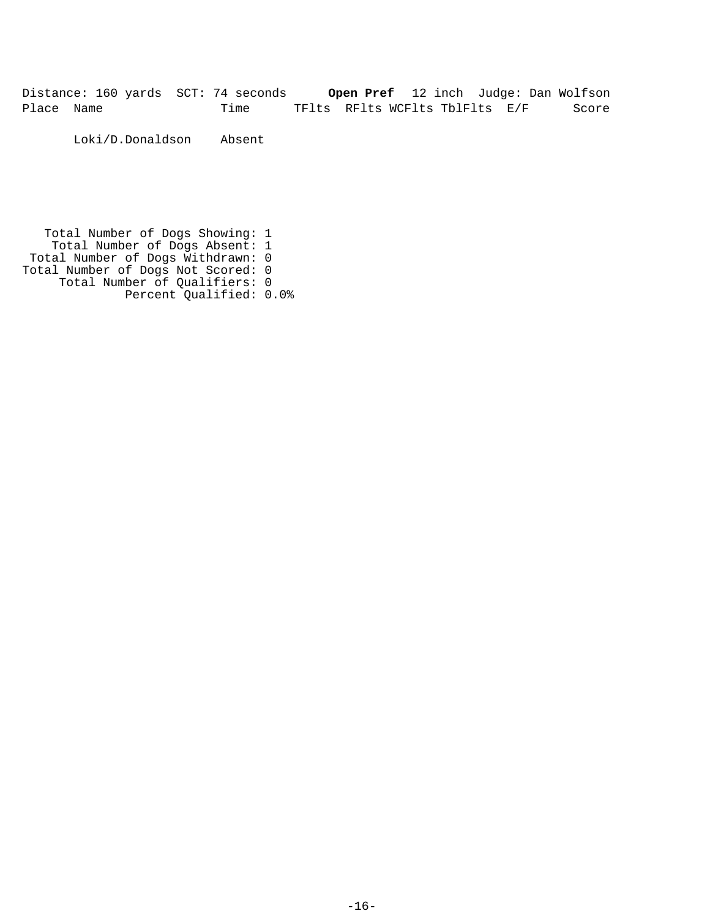Distance: 160 yards SCT: 74 seconds **Open Pref** 12 inch Judge: Dan Wolfson

| Place | Name | Time | TFlts | RFlts | WCFlts | TblFlts | E/F | Score |
|---|---|---|---|---|---|---|---|---|
| | Loki/D.Donaldson | Absent | | | | | | |

Total Number of Dogs Showing: 1
Total Number of Dogs Absent: 1
Total Number of Dogs Withdrawn: 0
Total Number of Dogs Not Scored: 0
Total Number of Qualifiers: 0
Percent Qualified: 0.0%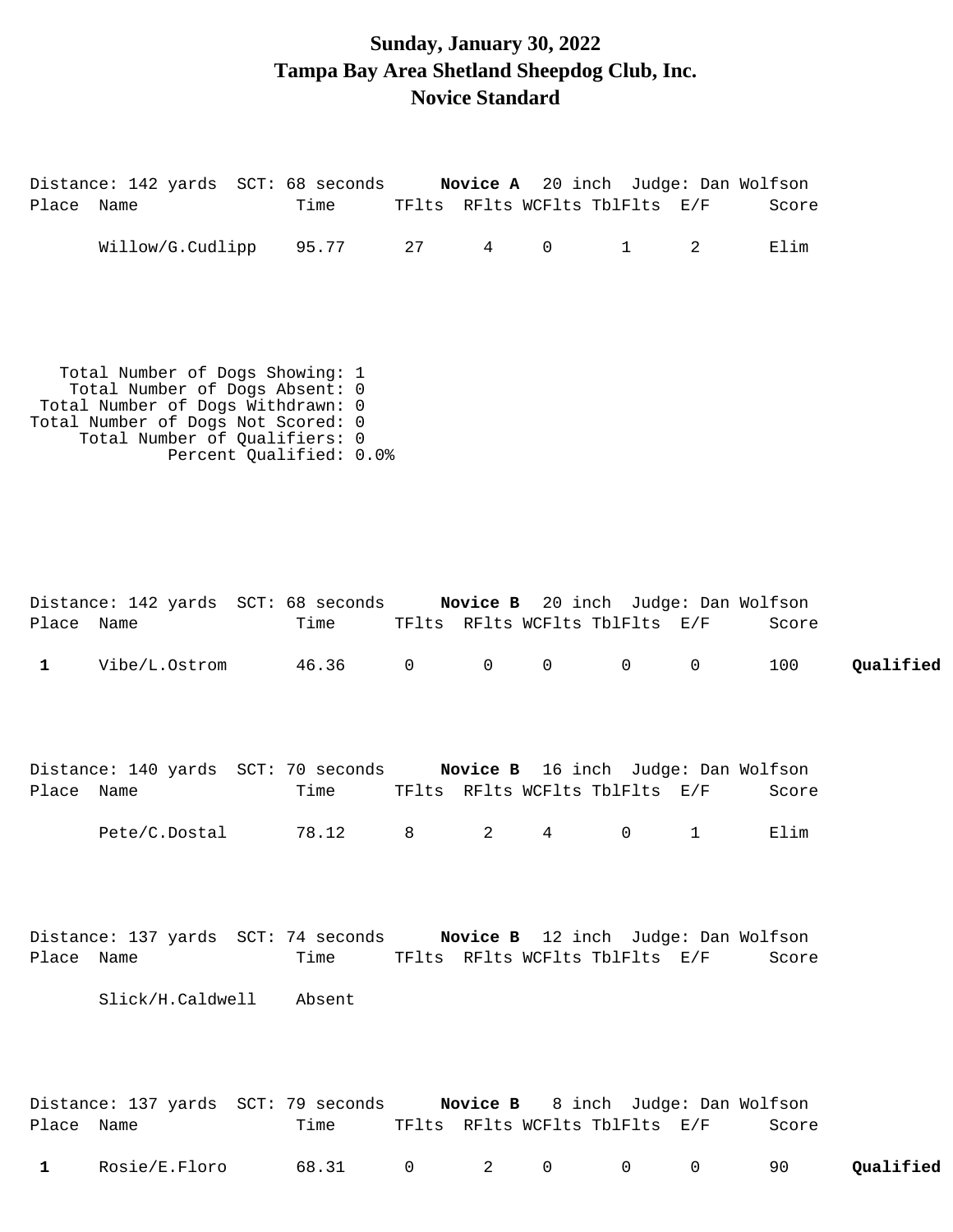# Sunday, January 30, 2022
# Tampa Bay Area Shetland Sheepdog Club, Inc.
# Novice Standard

Distance: 142 yards  SCT: 68 seconds  **Novice A**  20 inch  Judge: Dan Wolfson

| Place | Name | Time | TFlts | RFlts | WCFlts | TblFlts | E/F | Score | |
|---|---|---|---|---|---|---|---|---|---|
| | Willow/G.Cudlipp | 95.77 | 27 | 4 | 0 | 1 | 2 | Elim | |

Total Number of Dogs Showing: 1
Total Number of Dogs Absent: 0
Total Number of Dogs Withdrawn: 0
Total Number of Dogs Not Scored: 0
Total Number of Qualifiers: 0
Percent Qualified: 0.0%

Distance: 142 yards  SCT: 68 seconds  **Novice B**  20 inch  Judge: Dan Wolfson

| Place | Name | Time | TFlts | RFlts | WCFlts | TblFlts | E/F | Score | |
|---|---|---|---|---|---|---|---|---|---|
| **1** | Vibe/L.Ostrom | 46.36 | 0 | 0 | 0 | 0 | 0 | 100 | **Qualified** |

Distance: 140 yards  SCT: 70 seconds  **Novice B**  16 inch  Judge: Dan Wolfson

| Place | Name | Time | TFlts | RFlts | WCFlts | TblFlts | E/F | Score | |
|---|---|---|---|---|---|---|---|---|---|
| | Pete/C.Dostal | 78.12 | 8 | 2 | 4 | 0 | 1 | Elim | |

Distance: 137 yards  SCT: 74 seconds  **Novice B**  12 inch  Judge: Dan Wolfson

| Place | Name | Time | TFlts | RFlts | WCFlts | TblFlts | E/F | Score | |
|---|---|---|---|---|---|---|---|---|---|
| | Slick/H.Caldwell | Absent | | | | | | | |

Distance: 137 yards  SCT: 79 seconds  **Novice B**  8 inch  Judge: Dan Wolfson

| Place | Name | Time | TFlts | RFlts | WCFlts | TblFlts | E/F | Score | |
|---|---|---|---|---|---|---|---|---|---|
| **1** | Rosie/E.Floro | 68.31 | 0 | 2 | 0 | 0 | 0 | 90 | **Qualified** |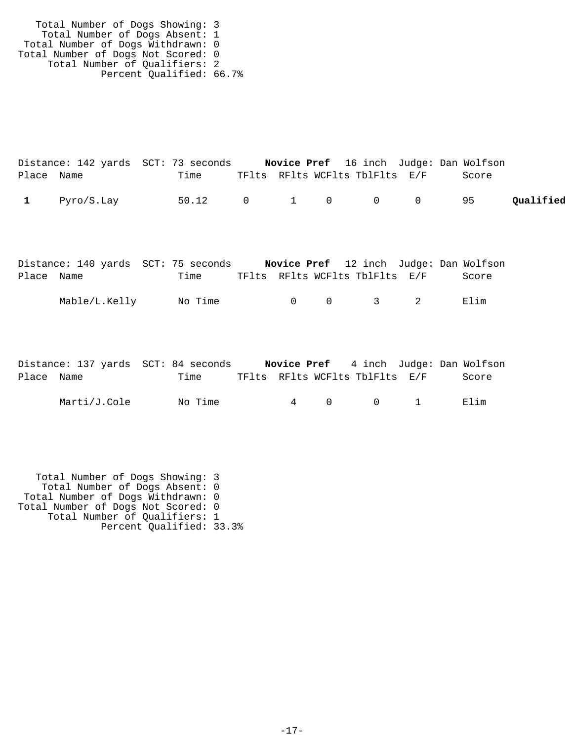Total Number of Dogs Showing: 3
Total Number of Dogs Absent: 1
Total Number of Dogs Withdrawn: 0
Total Number of Dogs Not Scored: 0
Total Number of Qualifiers: 2
Percent Qualified: 66.7%

Distance: 142 yards SCT: 73 seconds **Novice Pref** 16 inch Judge: Dan Wolfson

| Place | Name | Time | TFlts | RFlts | WCFlts | TblFlts | E/F | Score | |
|---|---|---|---|---|---|---|---|---|---|
| **1** | Pyro/S.Lay | 50.12 | 0 | 1 | 0 | 0 | 0 | 95 | **Qualified** |

Distance: 140 yards SCT: 75 seconds **Novice Pref** 12 inch Judge: Dan Wolfson

| Place | Name | Time | TFlts | RFlts | WCFlts | TblFlts | E/F | Score |
|---|---|---|---|---|---|---|---|---|
| | Mable/L.Kelly | No Time | | 0 | 0 | 3 | 2 | Elim |

Distance: 137 yards SCT: 84 seconds **Novice Pref** 4 inch Judge: Dan Wolfson

| Place | Name | Time | TFlts | RFlts | WCFlts | TblFlts | E/F | Score |
|---|---|---|---|---|---|---|---|---|
| | Marti/J.Cole | No Time | | 4 | 0 | 0 | 1 | Elim |

Total Number of Dogs Showing: 3
Total Number of Dogs Absent: 0
Total Number of Dogs Withdrawn: 0
Total Number of Dogs Not Scored: 0
Total Number of Qualifiers: 1
Percent Qualified: 33.3%